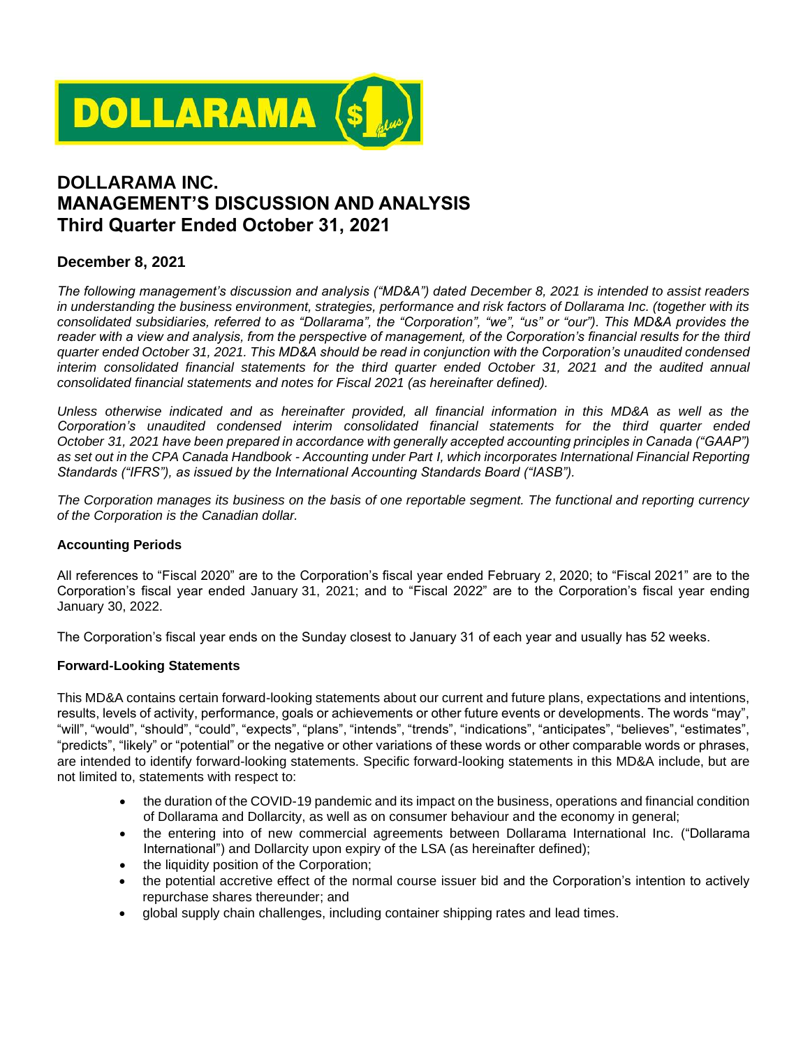# DOLLARAMA INC.
# MANAGEMENT'S DISCUSSION AND ANALYSIS
# Third Quarter Ended October 31, 2021

## December 8, 2021

*The following management's discussion and analysis ("MD&A") dated December 8, 2021 is intended to assist readers in understanding the business environment, strategies, performance and risk factors of Dollarama Inc. (together with its consolidated subsidiaries, referred to as "Dollarama", the "Corporation", "we", "us" or "our"). This MD&A provides the reader with a view and analysis, from the perspective of management, of the Corporation's financial results for the third quarter ended October 31, 2021. This MD&A should be read in conjunction with the Corporation's unaudited condensed interim consolidated financial statements for the third quarter ended October 31, 2021 and the audited annual consolidated financial statements and notes for Fiscal 2021 (as hereinafter defined).*

*Unless otherwise indicated and as hereinafter provided, all financial information in this MD&A as well as the Corporation's unaudited condensed interim consolidated financial statements for the third quarter ended October 31, 2021 have been prepared in accordance with generally accepted accounting principles in Canada ("GAAP") as set out in the CPA Canada Handbook - Accounting under Part I, which incorporates International Financial Reporting Standards ("IFRS"), as issued by the International Accounting Standards Board ("IASB").*

*The Corporation manages its business on the basis of one reportable segment. The functional and reporting currency of the Corporation is the Canadian dollar.*

**Accounting Periods**

All references to "Fiscal 2020" are to the Corporation's fiscal year ended February 2, 2020; to "Fiscal 2021" are to the Corporation's fiscal year ended January 31, 2021; and to "Fiscal 2022" are to the Corporation's fiscal year ending January 30, 2022.

The Corporation's fiscal year ends on the Sunday closest to January 31 of each year and usually has 52 weeks.

**Forward-Looking Statements**

This MD&A contains certain forward-looking statements about our current and future plans, expectations and intentions, results, levels of activity, performance, goals or achievements or other future events or developments. The words "may", "will", "would", "should", "could", "expects", "plans", "intends", "trends", "indications", "anticipates", "believes", "estimates", "predicts", "likely" or "potential" or the negative or other variations of these words or other comparable words or phrases, are intended to identify forward-looking statements. Specific forward-looking statements in this MD&A include, but are not limited to, statements with respect to:

- the duration of the COVID-19 pandemic and its impact on the business, operations and financial condition of Dollarama and Dollarcity, as well as on consumer behaviour and the economy in general;
- the entering into of new commercial agreements between Dollarama International Inc. ("Dollarama International") and Dollarcity upon expiry of the LSA (as hereinafter defined);
- the liquidity position of the Corporation;
- the potential accretive effect of the normal course issuer bid and the Corporation's intention to actively repurchase shares thereunder; and
- global supply chain challenges, including container shipping rates and lead times.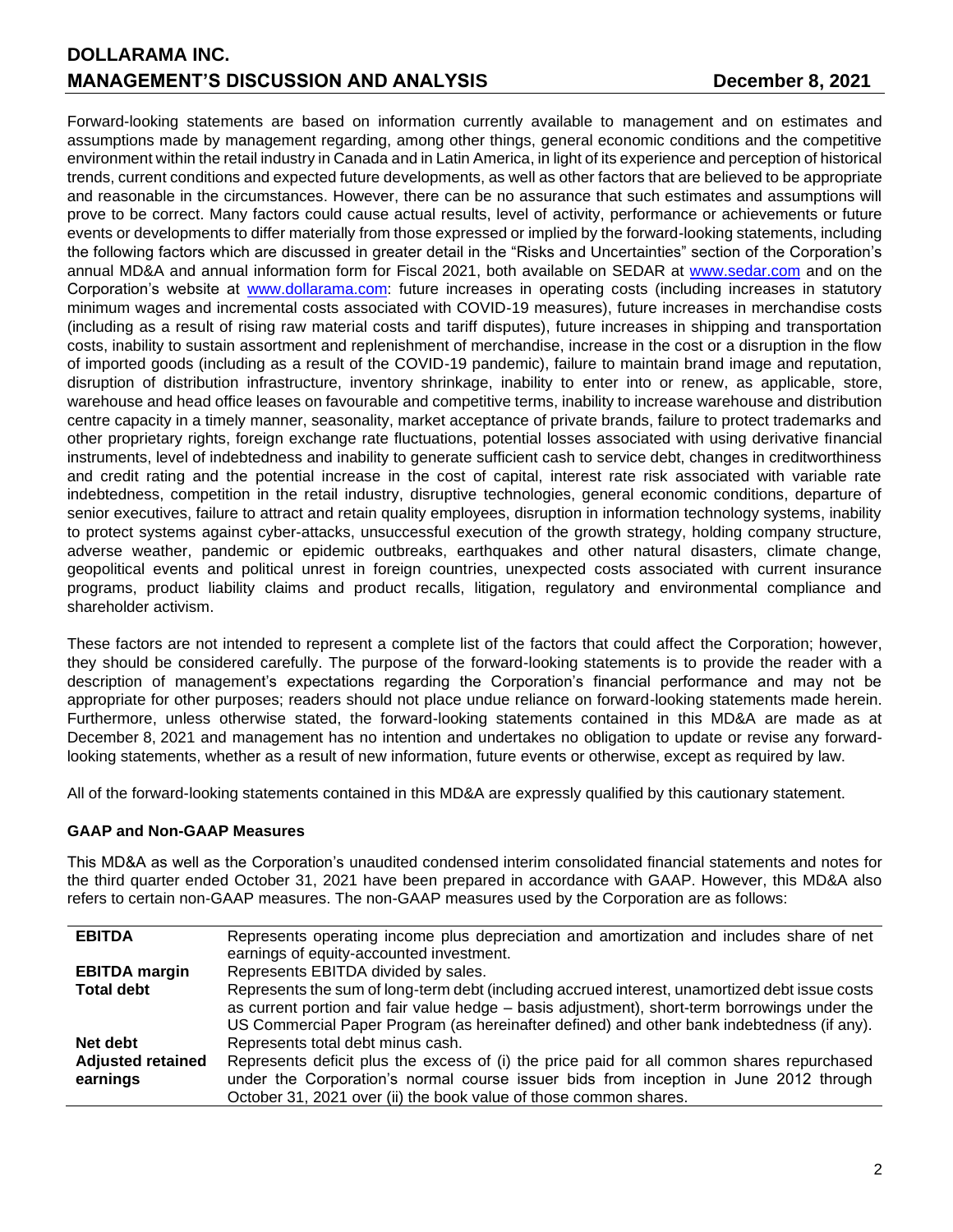Forward-looking statements are based on information currently available to management and on estimates and assumptions made by management regarding, among other things, general economic conditions and the competitive environment within the retail industry in Canada and in Latin America, in light of its experience and perception of historical trends, current conditions and expected future developments, as well as other factors that are believed to be appropriate and reasonable in the circumstances. However, there can be no assurance that such estimates and assumptions will prove to be correct. Many factors could cause actual results, level of activity, performance or achievements or future events or developments to differ materially from those expressed or implied by the forward-looking statements, including the following factors which are discussed in greater detail in the "Risks and Uncertainties" section of the Corporation's annual MD&A and annual information form for Fiscal 2021, both available on SEDAR at www.sedar.com and on the Corporation's website at www.dollarama.com: future increases in operating costs (including increases in statutory minimum wages and incremental costs associated with COVID-19 measures), future increases in merchandise costs (including as a result of rising raw material costs and tariff disputes), future increases in shipping and transportation costs, inability to sustain assortment and replenishment of merchandise, increase in the cost or a disruption in the flow of imported goods (including as a result of the COVID-19 pandemic), failure to maintain brand image and reputation, disruption of distribution infrastructure, inventory shrinkage, inability to enter into or renew, as applicable, store, warehouse and head office leases on favourable and competitive terms, inability to increase warehouse and distribution centre capacity in a timely manner, seasonality, market acceptance of private brands, failure to protect trademarks and other proprietary rights, foreign exchange rate fluctuations, potential losses associated with using derivative financial instruments, level of indebtedness and inability to generate sufficient cash to service debt, changes in creditworthiness and credit rating and the potential increase in the cost of capital, interest rate risk associated with variable rate indebtedness, competition in the retail industry, disruptive technologies, general economic conditions, departure of senior executives, failure to attract and retain quality employees, disruption in information technology systems, inability to protect systems against cyber-attacks, unsuccessful execution of the growth strategy, holding company structure, adverse weather, pandemic or epidemic outbreaks, earthquakes and other natural disasters, climate change, geopolitical events and political unrest in foreign countries, unexpected costs associated with current insurance programs, product liability claims and product recalls, litigation, regulatory and environmental compliance and shareholder activism.

These factors are not intended to represent a complete list of the factors that could affect the Corporation; however, they should be considered carefully. The purpose of the forward-looking statements is to provide the reader with a description of management's expectations regarding the Corporation's financial performance and may not be appropriate for other purposes; readers should not place undue reliance on forward-looking statements made herein. Furthermore, unless otherwise stated, the forward-looking statements contained in this MD&A are made as at December 8, 2021 and management has no intention and undertakes no obligation to update or revise any forward-looking statements, whether as a result of new information, future events or otherwise, except as required by law.

All of the forward-looking statements contained in this MD&A are expressly qualified by this cautionary statement.

**GAAP and Non-GAAP Measures**

This MD&A as well as the Corporation's unaudited condensed interim consolidated financial statements and notes for the third quarter ended October 31, 2021 have been prepared in accordance with GAAP. However, this MD&A also refers to certain non-GAAP measures. The non-GAAP measures used by the Corporation are as follows:

| | |
|---|---|
| **EBITDA** | Represents operating income plus depreciation and amortization and includes share of net earnings of equity-accounted investment. |
| **EBITDA margin** | Represents EBITDA divided by sales. |
| **Total debt** | Represents the sum of long-term debt (including accrued interest, unamortized debt issue costs as current portion and fair value hedge – basis adjustment), short-term borrowings under the US Commercial Paper Program (as hereinafter defined) and other bank indebtedness (if any). |
| **Net debt** | Represents total debt minus cash. |
| **Adjusted retained earnings** | Represents deficit plus the excess of (i) the price paid for all common shares repurchased under the Corporation's normal course issuer bids from inception in June 2012 through October 31, 2021 over (ii) the book value of those common shares. |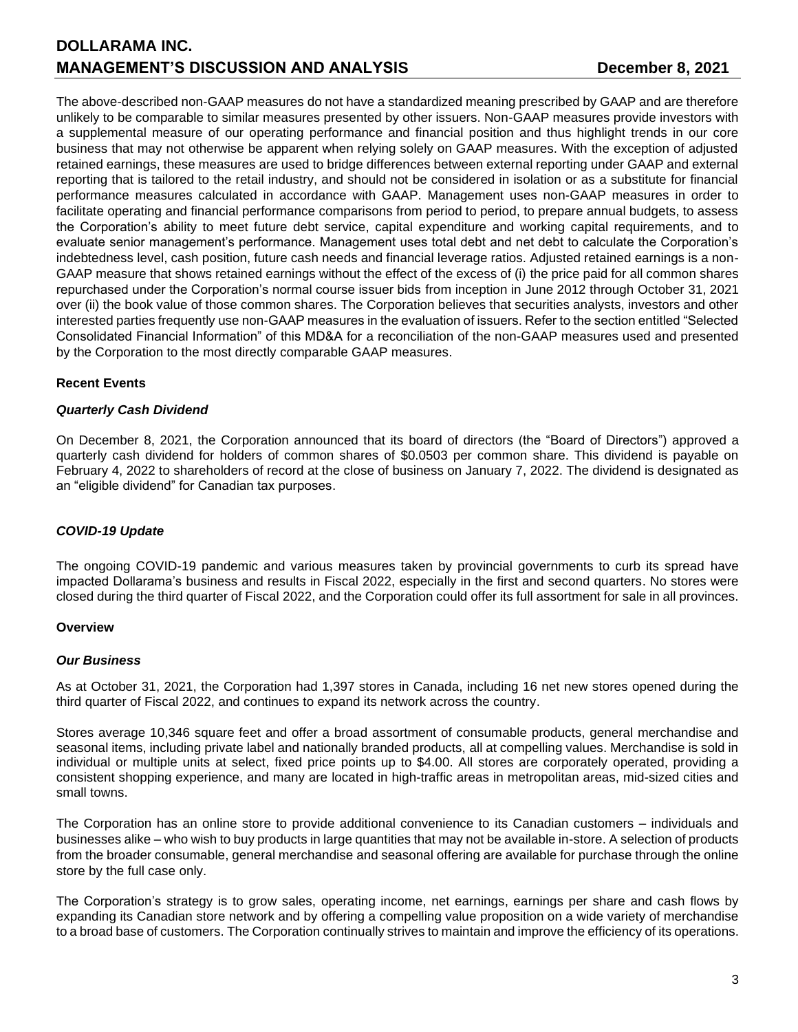The above-described non-GAAP measures do not have a standardized meaning prescribed by GAAP and are therefore unlikely to be comparable to similar measures presented by other issuers. Non-GAAP measures provide investors with a supplemental measure of our operating performance and financial position and thus highlight trends in our core business that may not otherwise be apparent when relying solely on GAAP measures. With the exception of adjusted retained earnings, these measures are used to bridge differences between external reporting under GAAP and external reporting that is tailored to the retail industry, and should not be considered in isolation or as a substitute for financial performance measures calculated in accordance with GAAP. Management uses non-GAAP measures in order to facilitate operating and financial performance comparisons from period to period, to prepare annual budgets, to assess the Corporation's ability to meet future debt service, capital expenditure and working capital requirements, and to evaluate senior management's performance. Management uses total debt and net debt to calculate the Corporation's indebtedness level, cash position, future cash needs and financial leverage ratios. Adjusted retained earnings is a non-GAAP measure that shows retained earnings without the effect of the excess of (i) the price paid for all common shares repurchased under the Corporation's normal course issuer bids from inception in June 2012 through October 31, 2021 over (ii) the book value of those common shares. The Corporation believes that securities analysts, investors and other interested parties frequently use non-GAAP measures in the evaluation of issuers. Refer to the section entitled "Selected Consolidated Financial Information" of this MD&A for a reconciliation of the non-GAAP measures used and presented by the Corporation to the most directly comparable GAAP measures.

## Recent Events

### *Quarterly Cash Dividend*

On December 8, 2021, the Corporation announced that its board of directors (the "Board of Directors") approved a quarterly cash dividend for holders of common shares of $0.0503 per common share. This dividend is payable on February 4, 2022 to shareholders of record at the close of business on January 7, 2022. The dividend is designated as an "eligible dividend" for Canadian tax purposes.

### *COVID-19 Update*

The ongoing COVID-19 pandemic and various measures taken by provincial governments to curb its spread have impacted Dollarama's business and results in Fiscal 2022, especially in the first and second quarters. No stores were closed during the third quarter of Fiscal 2022, and the Corporation could offer its full assortment for sale in all provinces.

## Overview

### *Our Business*

As at October 31, 2021, the Corporation had 1,397 stores in Canada, including 16 net new stores opened during the third quarter of Fiscal 2022, and continues to expand its network across the country.

Stores average 10,346 square feet and offer a broad assortment of consumable products, general merchandise and seasonal items, including private label and nationally branded products, all at compelling values. Merchandise is sold in individual or multiple units at select, fixed price points up to $4.00. All stores are corporately operated, providing a consistent shopping experience, and many are located in high-traffic areas in metropolitan areas, mid-sized cities and small towns.

The Corporation has an online store to provide additional convenience to its Canadian customers – individuals and businesses alike – who wish to buy products in large quantities that may not be available in-store. A selection of products from the broader consumable, general merchandise and seasonal offering are available for purchase through the online store by the full case only.

The Corporation's strategy is to grow sales, operating income, net earnings, earnings per share and cash flows by expanding its Canadian store network and by offering a compelling value proposition on a wide variety of merchandise to a broad base of customers. The Corporation continually strives to maintain and improve the efficiency of its operations.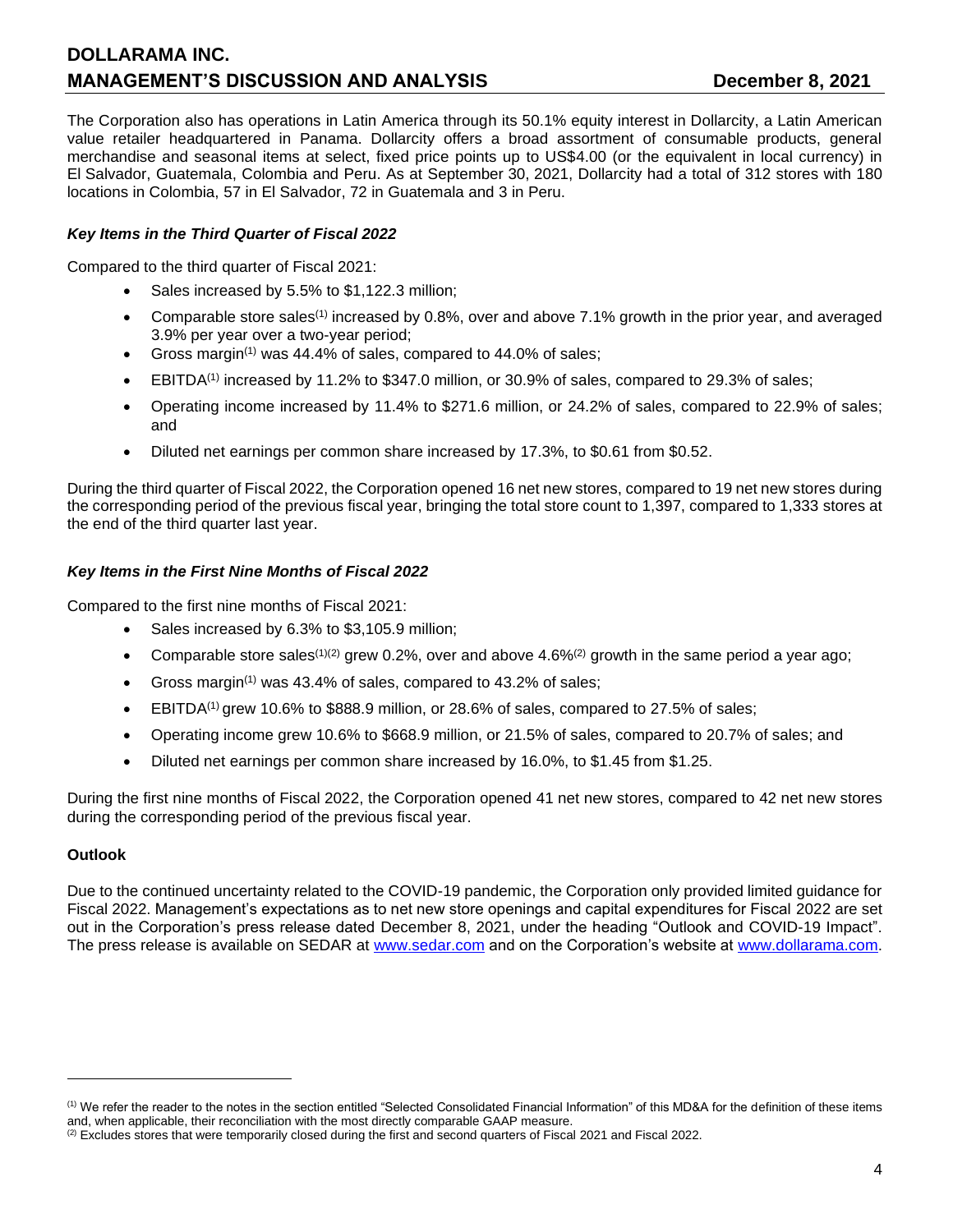The Corporation also has operations in Latin America through its 50.1% equity interest in Dollarcity, a Latin American value retailer headquartered in Panama. Dollarcity offers a broad assortment of consumable products, general merchandise and seasonal items at select, fixed price points up to US$4.00 (or the equivalent in local currency) in El Salvador, Guatemala, Colombia and Peru. As at September 30, 2021, Dollarcity had a total of 312 stores with 180 locations in Colombia, 57 in El Salvador, 72 in Guatemala and 3 in Peru.

### *Key Items in the Third Quarter of Fiscal 2022*

Compared to the third quarter of Fiscal 2021:

- Sales increased by 5.5% to $1,122.3 million;
- Comparable store sales[(1)] increased by 0.8%, over and above 7.1% growth in the prior year, and averaged 3.9% per year over a two-year period;
- Gross margin[(1)] was 44.4% of sales, compared to 44.0% of sales;
- EBITDA[(1)] increased by 11.2% to $347.0 million, or 30.9% of sales, compared to 29.3% of sales;
- Operating income increased by 11.4% to $271.6 million, or 24.2% of sales, compared to 22.9% of sales; and
- Diluted net earnings per common share increased by 17.3%, to $0.61 from $0.52.

During the third quarter of Fiscal 2022, the Corporation opened 16 net new stores, compared to 19 net new stores during the corresponding period of the previous fiscal year, bringing the total store count to 1,397, compared to 1,333 stores at the end of the third quarter last year.

### *Key Items in the First Nine Months of Fiscal 2022*

Compared to the first nine months of Fiscal 2021:

- Sales increased by 6.3% to $3,105.9 million;
- Comparable store sales[(1)(2)] grew 0.2%, over and above 4.6%[(2)] growth in the same period a year ago;
- Gross margin[(1)] was 43.4% of sales, compared to 43.2% of sales;
- EBITDA[(1)] grew 10.6% to $888.9 million, or 28.6% of sales, compared to 27.5% of sales;
- Operating income grew 10.6% to $668.9 million, or 21.5% of sales, compared to 20.7% of sales; and
- Diluted net earnings per common share increased by 16.0%, to $1.45 from $1.25.

During the first nine months of Fiscal 2022, the Corporation opened 41 net new stores, compared to 42 net new stores during the corresponding period of the previous fiscal year.

### **Outlook**

Due to the continued uncertainty related to the COVID-19 pandemic, the Corporation only provided limited guidance for Fiscal 2022. Management's expectations as to net new store openings and capital expenditures for Fiscal 2022 are set out in the Corporation's press release dated December 8, 2021, under the heading "Outlook and COVID-19 Impact". The press release is available on SEDAR at www.sedar.com and on the Corporation's website at www.dollarama.com.

---

(1) We refer the reader to the notes in the section entitled "Selected Consolidated Financial Information" of this MD&A for the definition of these items and, when applicable, their reconciliation with the most directly comparable GAAP measure.

(2) Excludes stores that were temporarily closed during the first and second quarters of Fiscal 2021 and Fiscal 2022.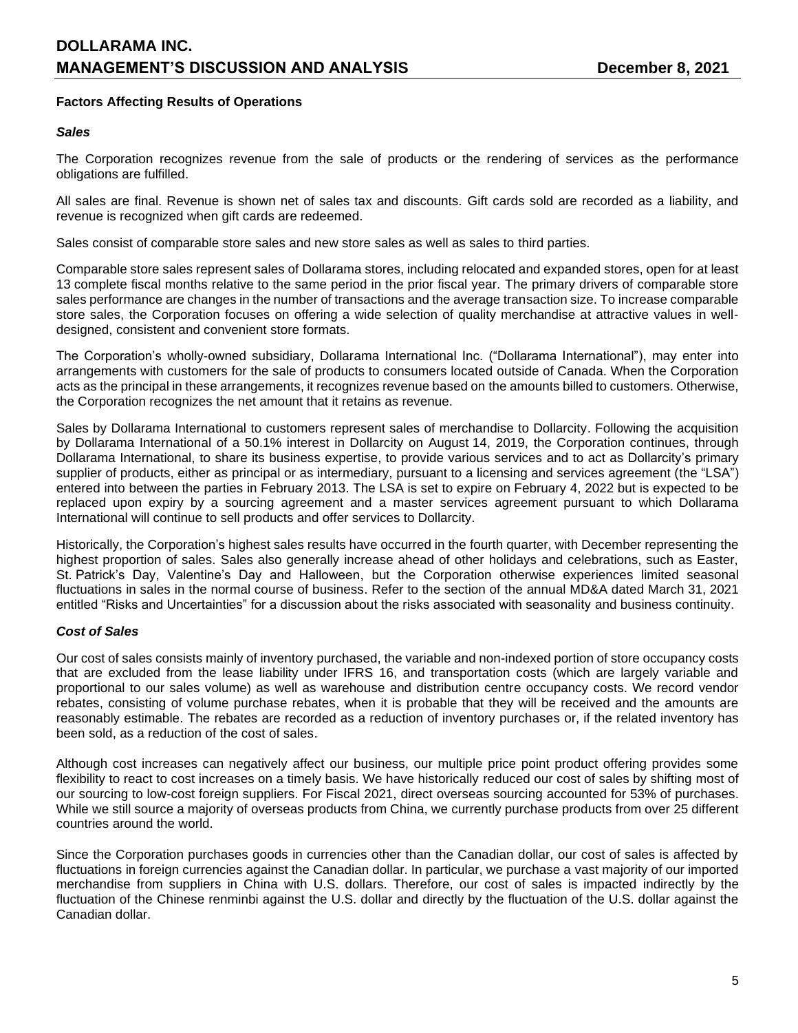### Factors Affecting Results of Operations

#### *Sales*

The Corporation recognizes revenue from the sale of products or the rendering of services as the performance obligations are fulfilled.

All sales are final. Revenue is shown net of sales tax and discounts. Gift cards sold are recorded as a liability, and revenue is recognized when gift cards are redeemed.

Sales consist of comparable store sales and new store sales as well as sales to third parties.

Comparable store sales represent sales of Dollarama stores, including relocated and expanded stores, open for at least 13 complete fiscal months relative to the same period in the prior fiscal year. The primary drivers of comparable store sales performance are changes in the number of transactions and the average transaction size. To increase comparable store sales, the Corporation focuses on offering a wide selection of quality merchandise at attractive values in well-designed, consistent and convenient store formats.

The Corporation's wholly-owned subsidiary, Dollarama International Inc. ("Dollarama International"), may enter into arrangements with customers for the sale of products to consumers located outside of Canada. When the Corporation acts as the principal in these arrangements, it recognizes revenue based on the amounts billed to customers. Otherwise, the Corporation recognizes the net amount that it retains as revenue.

Sales by Dollarama International to customers represent sales of merchandise to Dollarcity. Following the acquisition by Dollarama International of a 50.1% interest in Dollarcity on August 14, 2019, the Corporation continues, through Dollarama International, to share its business expertise, to provide various services and to act as Dollarcity's primary supplier of products, either as principal or as intermediary, pursuant to a licensing and services agreement (the "LSA") entered into between the parties in February 2013. The LSA is set to expire on February 4, 2022 but is expected to be replaced upon expiry by a sourcing agreement and a master services agreement pursuant to which Dollarama International will continue to sell products and offer services to Dollarcity.

Historically, the Corporation's highest sales results have occurred in the fourth quarter, with December representing the highest proportion of sales. Sales also generally increase ahead of other holidays and celebrations, such as Easter, St. Patrick's Day, Valentine's Day and Halloween, but the Corporation otherwise experiences limited seasonal fluctuations in sales in the normal course of business. Refer to the section of the annual MD&A dated March 31, 2021 entitled "Risks and Uncertainties" for a discussion about the risks associated with seasonality and business continuity.

#### *Cost of Sales*

Our cost of sales consists mainly of inventory purchased, the variable and non-indexed portion of store occupancy costs that are excluded from the lease liability under IFRS 16, and transportation costs (which are largely variable and proportional to our sales volume) as well as warehouse and distribution centre occupancy costs. We record vendor rebates, consisting of volume purchase rebates, when it is probable that they will be received and the amounts are reasonably estimable. The rebates are recorded as a reduction of inventory purchases or, if the related inventory has been sold, as a reduction of the cost of sales.

Although cost increases can negatively affect our business, our multiple price point product offering provides some flexibility to react to cost increases on a timely basis. We have historically reduced our cost of sales by shifting most of our sourcing to low-cost foreign suppliers. For Fiscal 2021, direct overseas sourcing accounted for 53% of purchases. While we still source a majority of overseas products from China, we currently purchase products from over 25 different countries around the world.

Since the Corporation purchases goods in currencies other than the Canadian dollar, our cost of sales is affected by fluctuations in foreign currencies against the Canadian dollar. In particular, we purchase a vast majority of our imported merchandise from suppliers in China with U.S. dollars. Therefore, our cost of sales is impacted indirectly by the fluctuation of the Chinese renminbi against the U.S. dollar and directly by the fluctuation of the U.S. dollar against the Canadian dollar.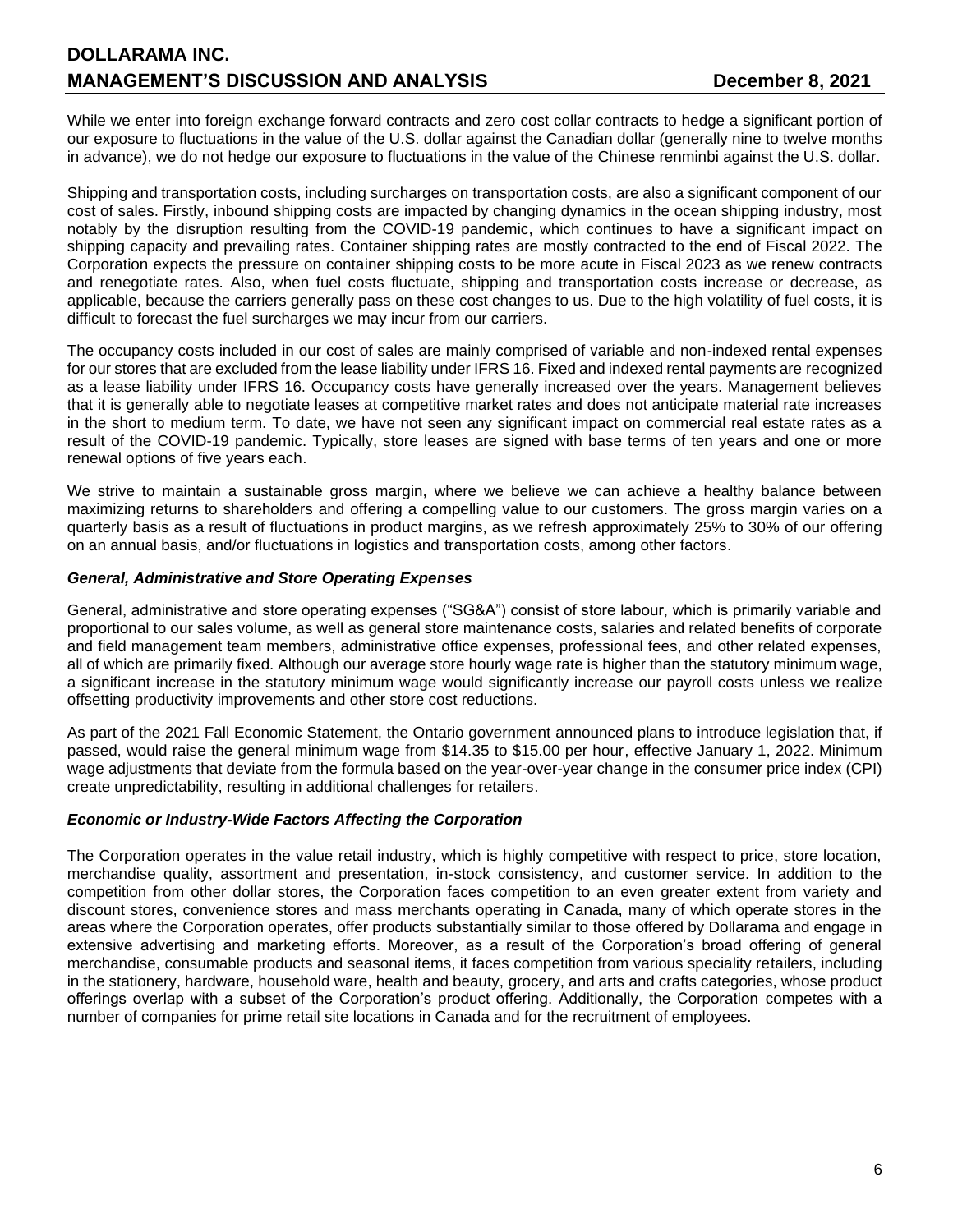While we enter into foreign exchange forward contracts and zero cost collar contracts to hedge a significant portion of our exposure to fluctuations in the value of the U.S. dollar against the Canadian dollar (generally nine to twelve months in advance), we do not hedge our exposure to fluctuations in the value of the Chinese renminbi against the U.S. dollar.

Shipping and transportation costs, including surcharges on transportation costs, are also a significant component of our cost of sales. Firstly, inbound shipping costs are impacted by changing dynamics in the ocean shipping industry, most notably by the disruption resulting from the COVID-19 pandemic, which continues to have a significant impact on shipping capacity and prevailing rates. Container shipping rates are mostly contracted to the end of Fiscal 2022. The Corporation expects the pressure on container shipping costs to be more acute in Fiscal 2023 as we renew contracts and renegotiate rates. Also, when fuel costs fluctuate, shipping and transportation costs increase or decrease, as applicable, because the carriers generally pass on these cost changes to us. Due to the high volatility of fuel costs, it is difficult to forecast the fuel surcharges we may incur from our carriers.

The occupancy costs included in our cost of sales are mainly comprised of variable and non-indexed rental expenses for our stores that are excluded from the lease liability under IFRS 16. Fixed and indexed rental payments are recognized as a lease liability under IFRS 16. Occupancy costs have generally increased over the years. Management believes that it is generally able to negotiate leases at competitive market rates and does not anticipate material rate increases in the short to medium term. To date, we have not seen any significant impact on commercial real estate rates as a result of the COVID-19 pandemic. Typically, store leases are signed with base terms of ten years and one or more renewal options of five years each.

We strive to maintain a sustainable gross margin, where we believe we can achieve a healthy balance between maximizing returns to shareholders and offering a compelling value to our customers. The gross margin varies on a quarterly basis as a result of fluctuations in product margins, as we refresh approximately 25% to 30% of our offering on an annual basis, and/or fluctuations in logistics and transportation costs, among other factors.

### *General, Administrative and Store Operating Expenses*

General, administrative and store operating expenses ("SG&A") consist of store labour, which is primarily variable and proportional to our sales volume, as well as general store maintenance costs, salaries and related benefits of corporate and field management team members, administrative office expenses, professional fees, and other related expenses, all of which are primarily fixed. Although our average store hourly wage rate is higher than the statutory minimum wage, a significant increase in the statutory minimum wage would significantly increase our payroll costs unless we realize offsetting productivity improvements and other store cost reductions.

As part of the 2021 Fall Economic Statement, the Ontario government announced plans to introduce legislation that, if passed, would raise the general minimum wage from $14.35 to $15.00 per hour, effective January 1, 2022. Minimum wage adjustments that deviate from the formula based on the year-over-year change in the consumer price index (CPI) create unpredictability, resulting in additional challenges for retailers.

### *Economic or Industry-Wide Factors Affecting the Corporation*

The Corporation operates in the value retail industry, which is highly competitive with respect to price, store location, merchandise quality, assortment and presentation, in-stock consistency, and customer service. In addition to the competition from other dollar stores, the Corporation faces competition to an even greater extent from variety and discount stores, convenience stores and mass merchants operating in Canada, many of which operate stores in the areas where the Corporation operates, offer products substantially similar to those offered by Dollarama and engage in extensive advertising and marketing efforts. Moreover, as a result of the Corporation's broad offering of general merchandise, consumable products and seasonal items, it faces competition from various speciality retailers, including in the stationery, hardware, household ware, health and beauty, grocery, and arts and crafts categories, whose product offerings overlap with a subset of the Corporation's product offering. Additionally, the Corporation competes with a number of companies for prime retail site locations in Canada and for the recruitment of employees.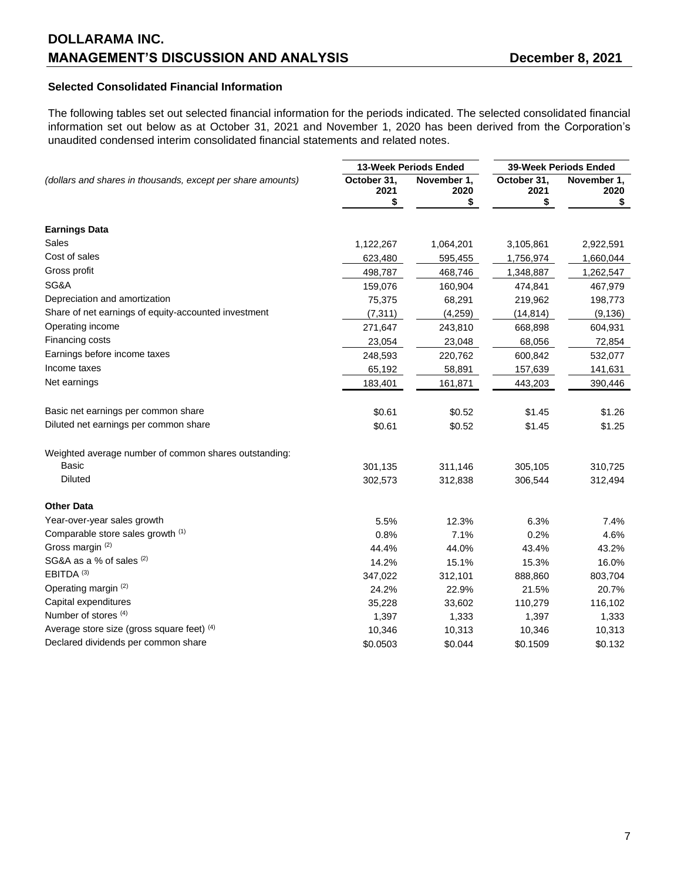### Selected Consolidated Financial Information

The following tables set out selected financial information for the periods indicated. The selected consolidated financial information set out below as at October 31, 2021 and November 1, 2020 has been derived from the Corporation's unaudited condensed interim consolidated financial statements and related notes.

| *(dollars and shares in thousands, except per share amounts)* | **13-Week Periods Ended** | | **39-Week Periods Ended** | |
|---|---|---|---|---|
| | **October 31, 2021 $** | **November 1, 2020 $** | **October 31, 2021 $** | **November 1, 2020 $** |
| **Earnings Data** | | | | |
| Sales | 1,122,267 | 1,064,201 | 3,105,861 | 2,922,591 |
| Cost of sales | 623,480 | 595,455 | 1,756,974 | 1,660,044 |
| Gross profit | 498,787 | 468,746 | 1,348,887 | 1,262,547 |
| SG&A | 159,076 | 160,904 | 474,841 | 467,979 |
| Depreciation and amortization | 75,375 | 68,291 | 219,962 | 198,773 |
| Share of net earnings of equity-accounted investment | (7,311) | (4,259) | (14,814) | (9,136) |
| Operating income | 271,647 | 243,810 | 668,898 | 604,931 |
| Financing costs | 23,054 | 23,048 | 68,056 | 72,854 |
| Earnings before income taxes | 248,593 | 220,762 | 600,842 | 532,077 |
| Income taxes | 65,192 | 58,891 | 157,639 | 141,631 |
| Net earnings | 183,401 | 161,871 | 443,203 | 390,446 |
| Basic net earnings per common share | $0.61 | $0.52 | $1.45 | $1.26 |
| Diluted net earnings per common share | $0.61 | $0.52 | $1.45 | $1.25 |
| Weighted average number of common shares outstanding: | | | | |
| Basic | 301,135 | 311,146 | 305,105 | 310,725 |
| Diluted | 302,573 | 312,838 | 306,544 | 312,494 |
| **Other Data** | | | | |
| Year-over-year sales growth | 5.5% | 12.3% | 6.3% | 7.4% |
| Comparable store sales growth [(1)] | 0.8% | 7.1% | 0.2% | 4.6% |
| Gross margin [(2)] | 44.4% | 44.0% | 43.4% | 43.2% |
| SG&A as a % of sales [(2)] | 14.2% | 15.1% | 15.3% | 16.0% |
| EBITDA [(3)] | 347,022 | 312,101 | 888,860 | 803,704 |
| Operating margin [(2)] | 24.2% | 22.9% | 21.5% | 20.7% |
| Capital expenditures | 35,228 | 33,602 | 110,279 | 116,102 |
| Number of stores [(4)] | 1,397 | 1,333 | 1,397 | 1,333 |
| Average store size (gross square feet) [(4)] | 10,346 | 10,313 | 10,346 | 10,313 |
| Declared dividends per common share | $0.0503 | $0.044 | $0.1509 | $0.132 |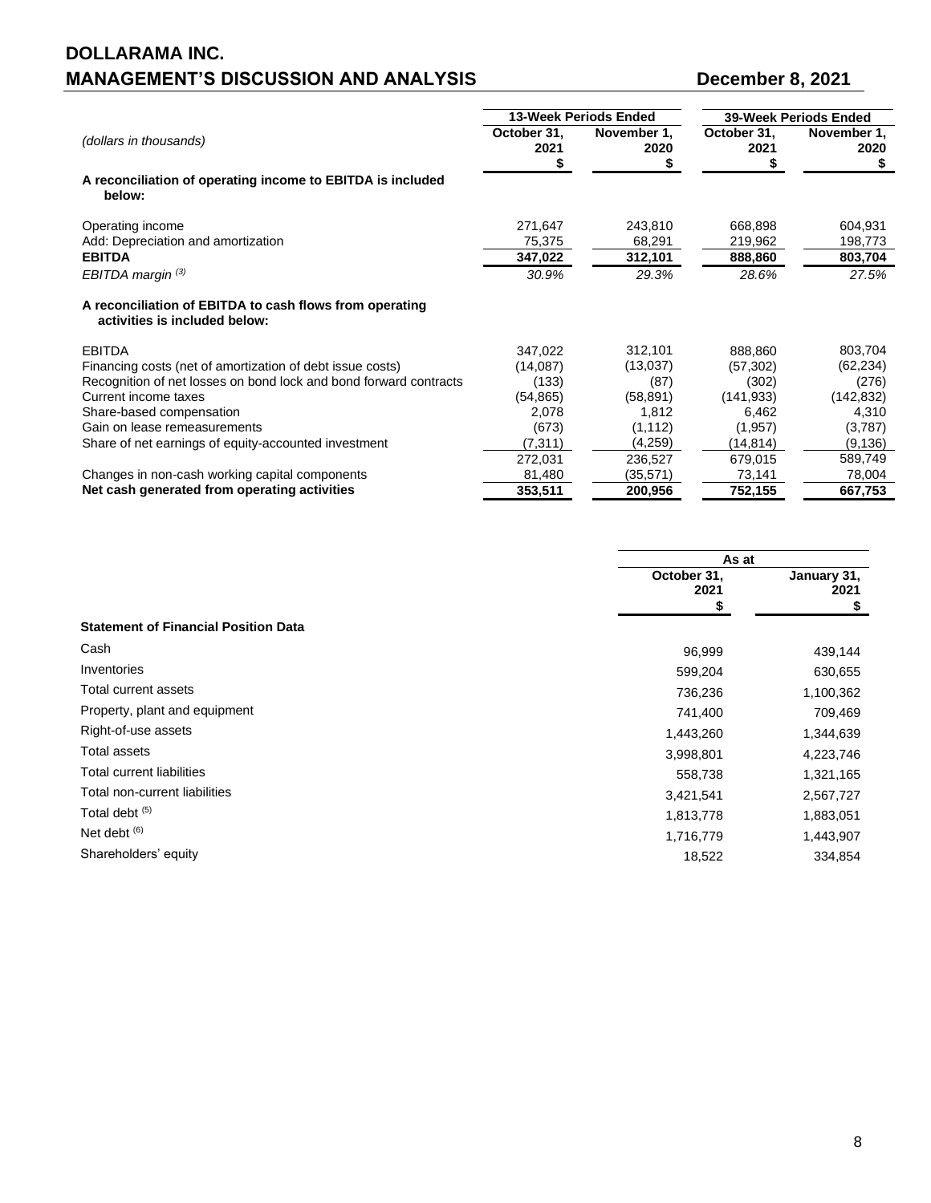| (dollars in thousands) | 13-Week Periods Ended | | 39-Week Periods Ended | |
|---|---|---|---|---|
| | October 31, 2021 $ | November 1, 2020 $ | October 31, 2021 $ | November 1, 2020 $ |
| **A reconciliation of operating income to EBITDA is included below:** | | | | |
| Operating income | 271,647 | 243,810 | 668,898 | 604,931 |
| Add: Depreciation and amortization | 75,375 | 68,291 | 219,962 | 198,773 |
| **EBITDA** | **347,022** | **312,101** | **888,860** | **803,704** |
| *EBITDA margin [(3)]* | *30.9%* | *29.3%* | *28.6%* | *27.5%* |
| **A reconciliation of EBITDA to cash flows from operating activities is included below:** | | | | |
| EBITDA | 347,022 | 312,101 | 888,860 | 803,704 |
| Financing costs (net of amortization of debt issue costs) | (14,087) | (13,037) | (57,302) | (62,234) |
| Recognition of net losses on bond lock and bond forward contracts | (133) | (87) | (302) | (276) |
| Current income taxes | (54,865) | (58,891) | (141,933) | (142,832) |
| Share-based compensation | 2,078 | 1,812 | 6,462 | 4,310 |
| Gain on lease remeasurements | (673) | (1,112) | (1,957) | (3,787) |
| Share of net earnings of equity-accounted investment | (7,311) | (4,259) | (14,814) | (9,136) |
| | 272,031 | 236,527 | 679,015 | 589,749 |
| Changes in non-cash working capital components | 81,480 | (35,571) | 73,141 | 78,004 |
| **Net cash generated from operating activities** | **353,511** | **200,956** | **752,155** | **667,753** |

| | As at | |
|---|---|---|
| | October 31, 2021 $ | January 31, 2021 $ |
| **Statement of Financial Position Data** | | |
| Cash | 96,999 | 439,144 |
| Inventories | 599,204 | 630,655 |
| Total current assets | 736,236 | 1,100,362 |
| Property, plant and equipment | 741,400 | 709,469 |
| Right-of-use assets | 1,443,260 | 1,344,639 |
| Total assets | 3,998,801 | 4,223,746 |
| Total current liabilities | 558,738 | 1,321,165 |
| Total non-current liabilities | 3,421,541 | 2,567,727 |
| Total debt [(5)] | 1,813,778 | 1,883,051 |
| Net debt [(6)] | 1,716,779 | 1,443,907 |
| Shareholders' equity | 18,522 | 334,854 |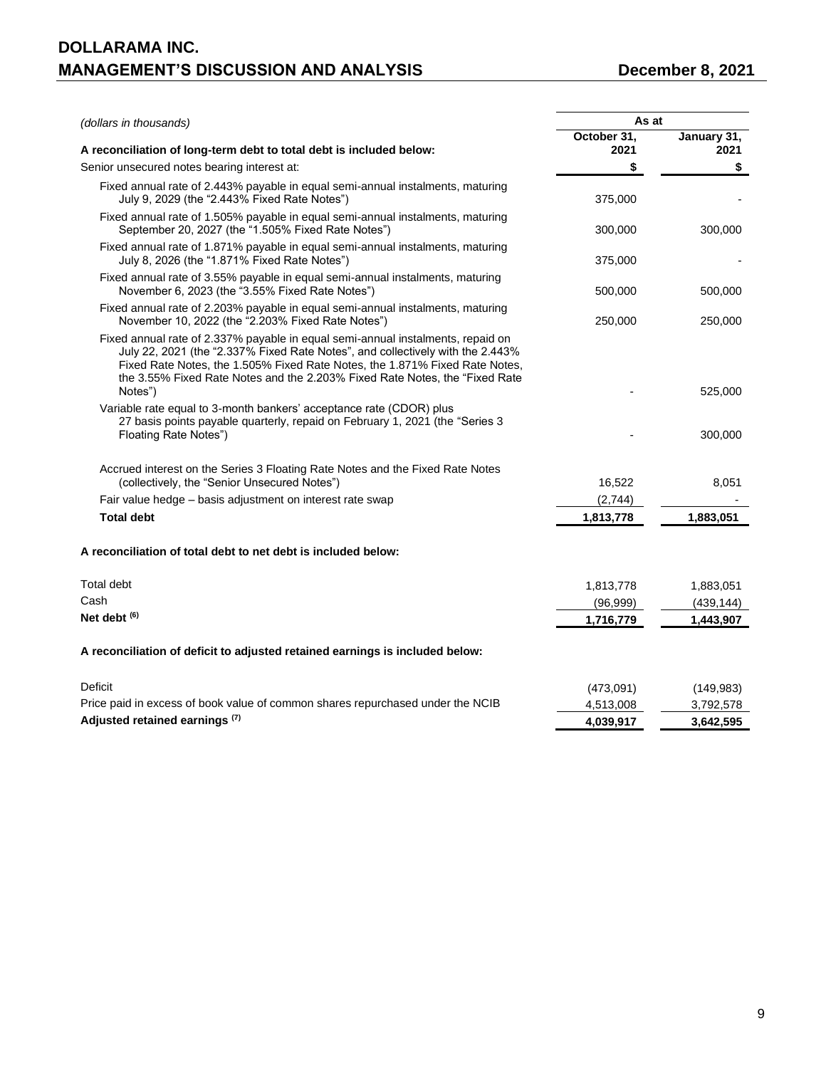| *(dollars in thousands)* | As at | |
|---|---|---|
| **A reconciliation of long-term debt to total debt is included below:** | **October 31, 2021** | **January 31, 2021** |
| Senior unsecured notes bearing interest at: | **$** | **$** |
| Fixed annual rate of 2.443% payable in equal semi-annual instalments, maturing July 9, 2029 (the "2.443% Fixed Rate Notes") | 375,000 | - |
| Fixed annual rate of 1.505% payable in equal semi-annual instalments, maturing September 20, 2027 (the "1.505% Fixed Rate Notes") | 300,000 | 300,000 |
| Fixed annual rate of 1.871% payable in equal semi-annual instalments, maturing July 8, 2026 (the "1.871% Fixed Rate Notes") | 375,000 | - |
| Fixed annual rate of 3.55% payable in equal semi-annual instalments, maturing November 6, 2023 (the "3.55% Fixed Rate Notes") | 500,000 | 500,000 |
| Fixed annual rate of 2.203% payable in equal semi-annual instalments, maturing November 10, 2022 (the "2.203% Fixed Rate Notes") | 250,000 | 250,000 |
| Fixed annual rate of 2.337% payable in equal semi-annual instalments, repaid on July 22, 2021 (the "2.337% Fixed Rate Notes", and collectively with the 2.443% Fixed Rate Notes, the 1.505% Fixed Rate Notes, the 1.871% Fixed Rate Notes, the 3.55% Fixed Rate Notes and the 2.203% Fixed Rate Notes, the "Fixed Rate Notes") | - | 525,000 |
| Variable rate equal to 3-month bankers' acceptance rate (CDOR) plus 27 basis points payable quarterly, repaid on February 1, 2021 (the "Series 3 Floating Rate Notes") | - | 300,000 |
| Accrued interest on the Series 3 Floating Rate Notes and the Fixed Rate Notes (collectively, the "Senior Unsecured Notes") | 16,522 | 8,051 |
| Fair value hedge – basis adjustment on interest rate swap | (2,744) | - |
| **Total debt** | **1,813,778** | **1,883,051** |
| | | |
| **A reconciliation of total debt to net debt is included below:** | | |
| Total debt | 1,813,778 | 1,883,051 |
| Cash | (96,999) | (439,144) |
| **Net debt [(6)]** | **1,716,779** | **1,443,907** |
| | | |
| **A reconciliation of deficit to adjusted retained earnings is included below:** | | |
| Deficit | (473,091) | (149,983) |
| Price paid in excess of book value of common shares repurchased under the NCIB | 4,513,008 | 3,792,578 |
| **Adjusted retained earnings [(7)]** | **4,039,917** | **3,642,595** |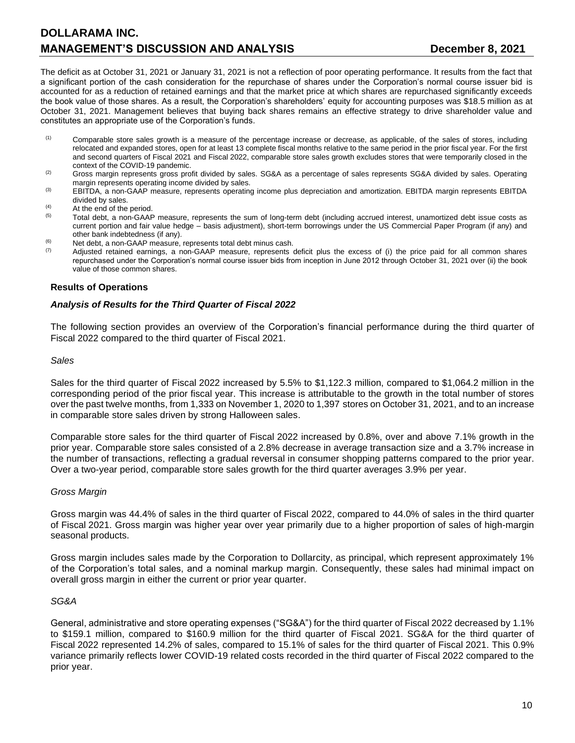The deficit as at October 31, 2021 or January 31, 2021 is not a reflection of poor operating performance. It results from the fact that a significant portion of the cash consideration for the repurchase of shares under the Corporation's normal course issuer bid is accounted for as a reduction of retained earnings and that the market price at which shares are repurchased significantly exceeds the book value of those shares. As a result, the Corporation's shareholders' equity for accounting purposes was $18.5 million as at October 31, 2021. Management believes that buying back shares remains an effective strategy to drive shareholder value and constitutes an appropriate use of the Corporation's funds.

(1) Comparable store sales growth is a measure of the percentage increase or decrease, as applicable, of the sales of stores, including relocated and expanded stores, open for at least 13 complete fiscal months relative to the same period in the prior fiscal year. For the first and second quarters of Fiscal 2021 and Fiscal 2022, comparable store sales growth excludes stores that were temporarily closed in the context of the COVID-19 pandemic.

(2) Gross margin represents gross profit divided by sales. SG&A as a percentage of sales represents SG&A divided by sales. Operating margin represents operating income divided by sales.

(3) EBITDA, a non-GAAP measure, represents operating income plus depreciation and amortization. EBITDA margin represents EBITDA divided by sales.

(4) At the end of the period.

(5) Total debt, a non-GAAP measure, represents the sum of long-term debt (including accrued interest, unamortized debt issue costs as current portion and fair value hedge – basis adjustment), short-term borrowings under the US Commercial Paper Program (if any) and other bank indebtedness (if any).

(6) Net debt, a non-GAAP measure, represents total debt minus cash.

(7) Adjusted retained earnings, a non-GAAP measure, represents deficit plus the excess of (i) the price paid for all common shares repurchased under the Corporation's normal course issuer bids from inception in June 2012 through October 31, 2021 over (ii) the book value of those common shares.

## Results of Operations

### *Analysis of Results for the Third Quarter of Fiscal 2022*

The following section provides an overview of the Corporation's financial performance during the third quarter of Fiscal 2022 compared to the third quarter of Fiscal 2021.

*Sales*

Sales for the third quarter of Fiscal 2022 increased by 5.5% to $1,122.3 million, compared to $1,064.2 million in the corresponding period of the prior fiscal year. This increase is attributable to the growth in the total number of stores over the past twelve months, from 1,333 on November 1, 2020 to 1,397 stores on October 31, 2021, and to an increase in comparable store sales driven by strong Halloween sales.

Comparable store sales for the third quarter of Fiscal 2022 increased by 0.8%, over and above 7.1% growth in the prior year. Comparable store sales consisted of a 2.8% decrease in average transaction size and a 3.7% increase in the number of transactions, reflecting a gradual reversal in consumer shopping patterns compared to the prior year. Over a two-year period, comparable store sales growth for the third quarter averages 3.9% per year.

*Gross Margin*

Gross margin was 44.4% of sales in the third quarter of Fiscal 2022, compared to 44.0% of sales in the third quarter of Fiscal 2021. Gross margin was higher year over year primarily due to a higher proportion of sales of high-margin seasonal products.

Gross margin includes sales made by the Corporation to Dollarcity, as principal, which represent approximately 1% of the Corporation's total sales, and a nominal markup margin. Consequently, these sales had minimal impact on overall gross margin in either the current or prior year quarter.

*SG&A*

General, administrative and store operating expenses ("SG&A") for the third quarter of Fiscal 2022 decreased by 1.1% to $159.1 million, compared to $160.9 million for the third quarter of Fiscal 2021. SG&A for the third quarter of Fiscal 2022 represented 14.2% of sales, compared to 15.1% of sales for the third quarter of Fiscal 2021. This 0.9% variance primarily reflects lower COVID-19 related costs recorded in the third quarter of Fiscal 2022 compared to the prior year.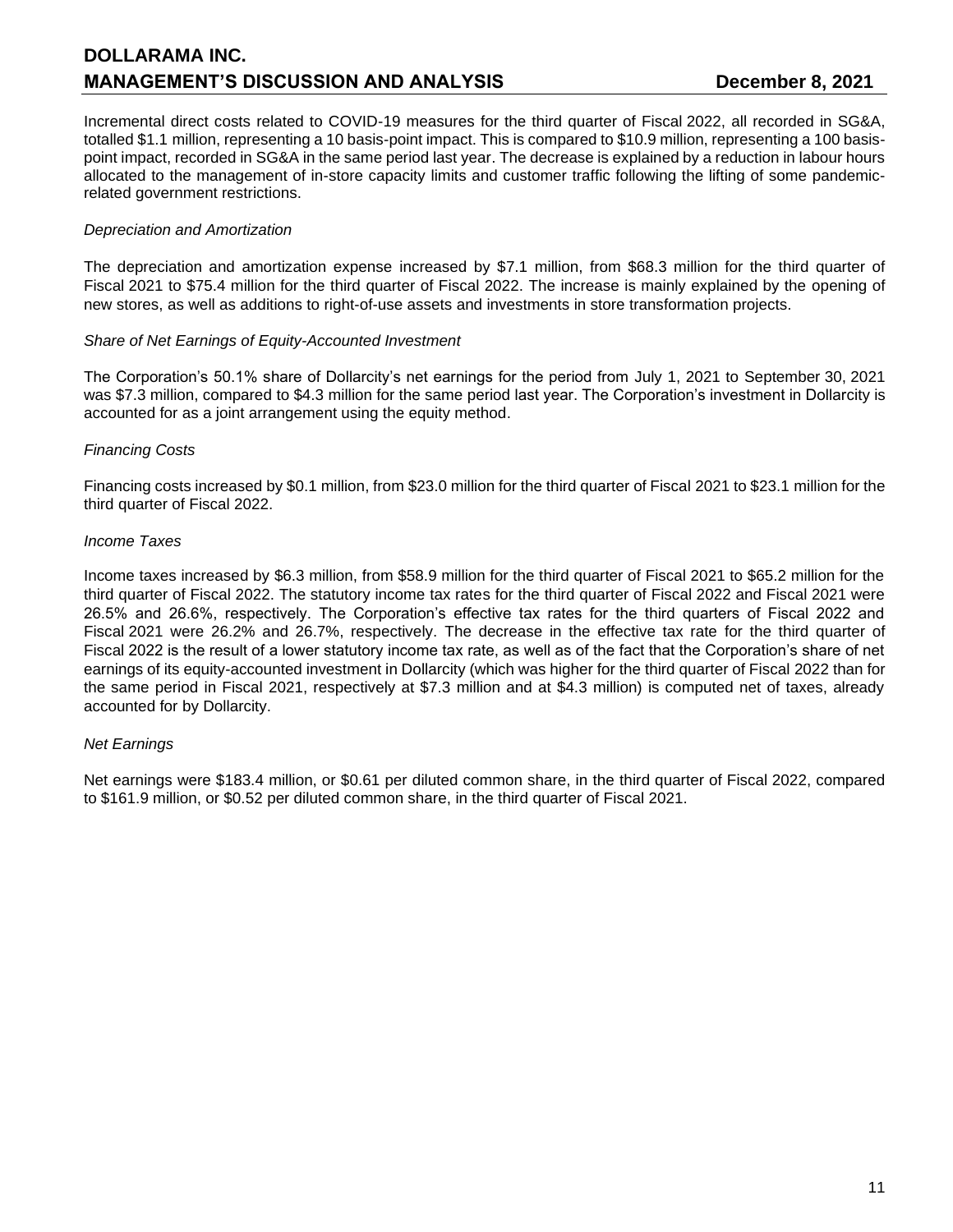Incremental direct costs related to COVID-19 measures for the third quarter of Fiscal 2022, all recorded in SG&A, totalled $1.1 million, representing a 10 basis-point impact. This is compared to $10.9 million, representing a 100 basis-point impact, recorded in SG&A in the same period last year. The decrease is explained by a reduction in labour hours allocated to the management of in-store capacity limits and customer traffic following the lifting of some pandemic-related government restrictions.

*Depreciation and Amortization*

The depreciation and amortization expense increased by $7.1 million, from $68.3 million for the third quarter of Fiscal 2021 to $75.4 million for the third quarter of Fiscal 2022. The increase is mainly explained by the opening of new stores, as well as additions to right-of-use assets and investments in store transformation projects.

*Share of Net Earnings of Equity-Accounted Investment*

The Corporation's 50.1% share of Dollarcity's net earnings for the period from July 1, 2021 to September 30, 2021 was $7.3 million, compared to $4.3 million for the same period last year. The Corporation's investment in Dollarcity is accounted for as a joint arrangement using the equity method.

*Financing Costs*

Financing costs increased by $0.1 million, from $23.0 million for the third quarter of Fiscal 2021 to $23.1 million for the third quarter of Fiscal 2022.

*Income Taxes*

Income taxes increased by $6.3 million, from $58.9 million for the third quarter of Fiscal 2021 to $65.2 million for the third quarter of Fiscal 2022. The statutory income tax rates for the third quarter of Fiscal 2022 and Fiscal 2021 were 26.5% and 26.6%, respectively. The Corporation's effective tax rates for the third quarters of Fiscal 2022 and Fiscal 2021 were 26.2% and 26.7%, respectively. The decrease in the effective tax rate for the third quarter of Fiscal 2022 is the result of a lower statutory income tax rate, as well as of the fact that the Corporation's share of net earnings of its equity-accounted investment in Dollarcity (which was higher for the third quarter of Fiscal 2022 than for the same period in Fiscal 2021, respectively at $7.3 million and at $4.3 million) is computed net of taxes, already accounted for by Dollarcity.

*Net Earnings*

Net earnings were $183.4 million, or $0.61 per diluted common share, in the third quarter of Fiscal 2022, compared to $161.9 million, or $0.52 per diluted common share, in the third quarter of Fiscal 2021.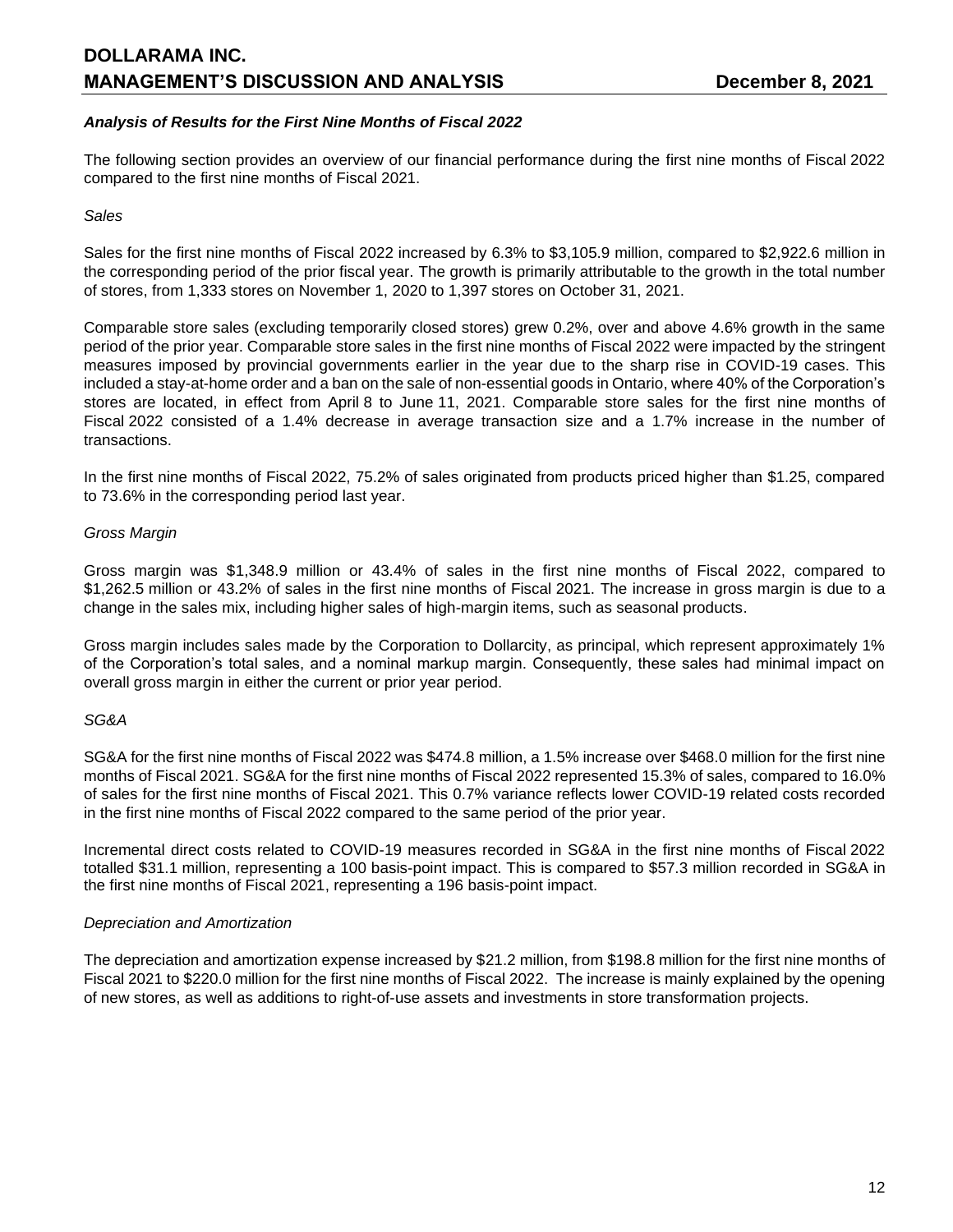### *Analysis of Results for the First Nine Months of Fiscal 2022*

The following section provides an overview of our financial performance during the first nine months of Fiscal 2022 compared to the first nine months of Fiscal 2021.

*Sales*

Sales for the first nine months of Fiscal 2022 increased by 6.3% to $3,105.9 million, compared to $2,922.6 million in the corresponding period of the prior fiscal year. The growth is primarily attributable to the growth in the total number of stores, from 1,333 stores on November 1, 2020 to 1,397 stores on October 31, 2021.

Comparable store sales (excluding temporarily closed stores) grew 0.2%, over and above 4.6% growth in the same period of the prior year. Comparable store sales in the first nine months of Fiscal 2022 were impacted by the stringent measures imposed by provincial governments earlier in the year due to the sharp rise in COVID-19 cases. This included a stay-at-home order and a ban on the sale of non-essential goods in Ontario, where 40% of the Corporation's stores are located, in effect from April 8 to June 11, 2021. Comparable store sales for the first nine months of Fiscal 2022 consisted of a 1.4% decrease in average transaction size and a 1.7% increase in the number of transactions.

In the first nine months of Fiscal 2022, 75.2% of sales originated from products priced higher than $1.25, compared to 73.6% in the corresponding period last year.

*Gross Margin*

Gross margin was $1,348.9 million or 43.4% of sales in the first nine months of Fiscal 2022, compared to $1,262.5 million or 43.2% of sales in the first nine months of Fiscal 2021. The increase in gross margin is due to a change in the sales mix, including higher sales of high-margin items, such as seasonal products.

Gross margin includes sales made by the Corporation to Dollarcity, as principal, which represent approximately 1% of the Corporation's total sales, and a nominal markup margin. Consequently, these sales had minimal impact on overall gross margin in either the current or prior year period.

*SG&A*

SG&A for the first nine months of Fiscal 2022 was $474.8 million, a 1.5% increase over $468.0 million for the first nine months of Fiscal 2021. SG&A for the first nine months of Fiscal 2022 represented 15.3% of sales, compared to 16.0% of sales for the first nine months of Fiscal 2021. This 0.7% variance reflects lower COVID-19 related costs recorded in the first nine months of Fiscal 2022 compared to the same period of the prior year.

Incremental direct costs related to COVID-19 measures recorded in SG&A in the first nine months of Fiscal 2022 totalled $31.1 million, representing a 100 basis-point impact. This is compared to $57.3 million recorded in SG&A in the first nine months of Fiscal 2021, representing a 196 basis-point impact.

*Depreciation and Amortization*

The depreciation and amortization expense increased by $21.2 million, from $198.8 million for the first nine months of Fiscal 2021 to $220.0 million for the first nine months of Fiscal 2022. The increase is mainly explained by the opening of new stores, as well as additions to right-of-use assets and investments in store transformation projects.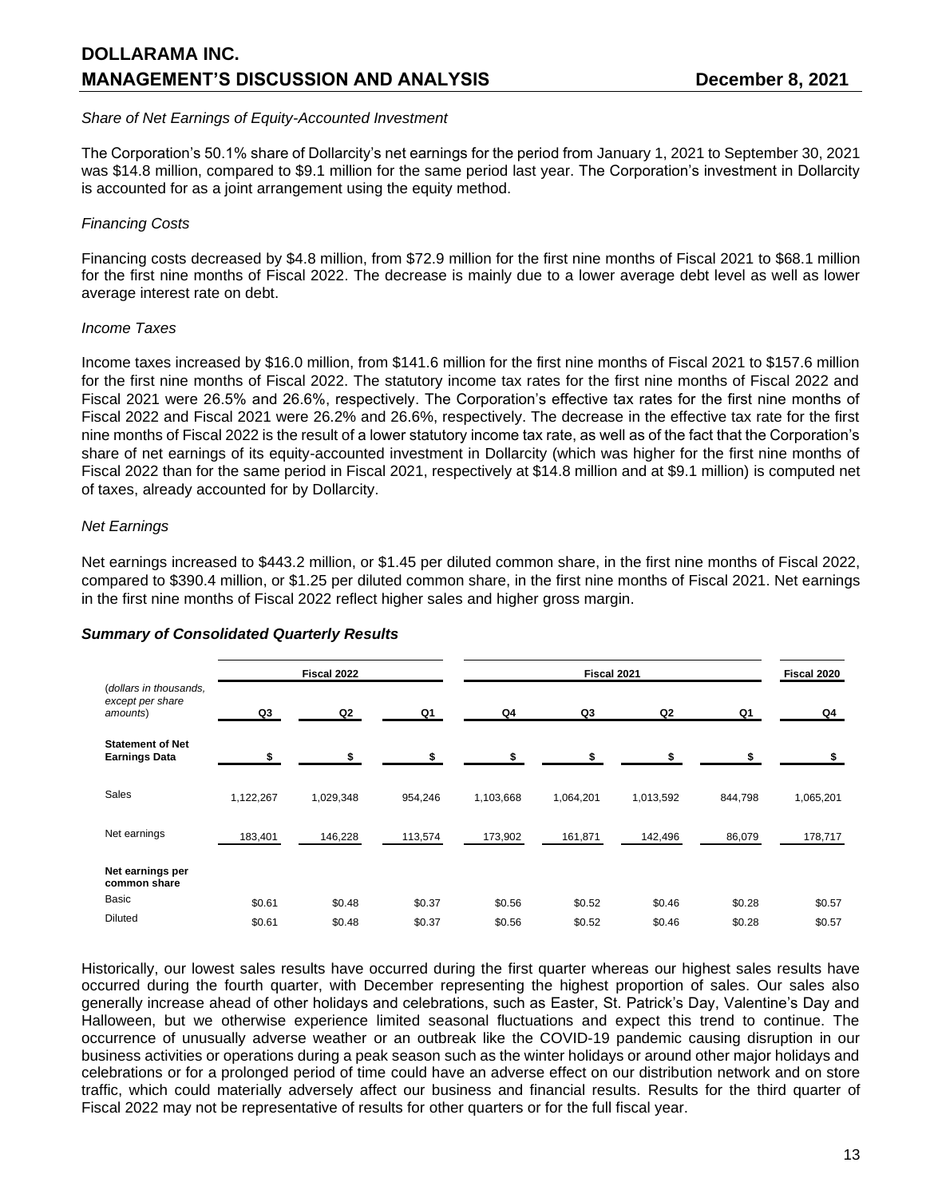*Share of Net Earnings of Equity-Accounted Investment*

The Corporation's 50.1% share of Dollarcity's net earnings for the period from January 1, 2021 to September 30, 2021 was $14.8 million, compared to $9.1 million for the same period last year. The Corporation's investment in Dollarcity is accounted for as a joint arrangement using the equity method.

*Financing Costs*

Financing costs decreased by $4.8 million, from $72.9 million for the first nine months of Fiscal 2021 to $68.1 million for the first nine months of Fiscal 2022. The decrease is mainly due to a lower average debt level as well as lower average interest rate on debt.

*Income Taxes*

Income taxes increased by $16.0 million, from $141.6 million for the first nine months of Fiscal 2021 to $157.6 million for the first nine months of Fiscal 2022. The statutory income tax rates for the first nine months of Fiscal 2022 and Fiscal 2021 were 26.5% and 26.6%, respectively. The Corporation's effective tax rates for the first nine months of Fiscal 2022 and Fiscal 2021 were 26.2% and 26.6%, respectively. The decrease in the effective tax rate for the first nine months of Fiscal 2022 is the result of a lower statutory income tax rate, as well as of the fact that the Corporation's share of net earnings of its equity-accounted investment in Dollarcity (which was higher for the first nine months of Fiscal 2022 than for the same period in Fiscal 2021, respectively at $14.8 million and at $9.1 million) is computed net of taxes, already accounted for by Dollarcity.

*Net Earnings*

Net earnings increased to $443.2 million, or $1.45 per diluted common share, in the first nine months of Fiscal 2022, compared to $390.4 million, or $1.25 per diluted common share, in the first nine months of Fiscal 2021. Net earnings in the first nine months of Fiscal 2022 reflect higher sales and higher gross margin.

### *Summary of Consolidated Quarterly Results*

| *(dollars in thousands, except per share amounts)* | **Fiscal 2022** | | | **Fiscal 2021** | | | | **Fiscal 2020** |
|---|---|---|---|---|---|---|---|---|
| | **Q3** | **Q2** | **Q1** | **Q4** | **Q3** | **Q2** | **Q1** | **Q4** |
| **Statement of Net Earnings Data** | **$** | **$** | **$** | **$** | **$** | **$** | **$** | **$** |
| Sales | 1,122,267 | 1,029,348 | 954,246 | 1,103,668 | 1,064,201 | 1,013,592 | 844,798 | 1,065,201 |
| Net earnings | 183,401 | 146,228 | 113,574 | 173,902 | 161,871 | 142,496 | 86,079 | 178,717 |
| **Net earnings per common share** | | | | | | | | |
| Basic | $0.61 | $0.48 | $0.37 | $0.56 | $0.52 | $0.46 | $0.28 | $0.57 |
| Diluted | $0.61 | $0.48 | $0.37 | $0.56 | $0.52 | $0.46 | $0.28 | $0.57 |

Historically, our lowest sales results have occurred during the first quarter whereas our highest sales results have occurred during the fourth quarter, with December representing the highest proportion of sales. Our sales also generally increase ahead of other holidays and celebrations, such as Easter, St. Patrick's Day, Valentine's Day and Halloween, but we otherwise experience limited seasonal fluctuations and expect this trend to continue. The occurrence of unusually adverse weather or an outbreak like the COVID-19 pandemic causing disruption in our business activities or operations during a peak season such as the winter holidays or around other major holidays and celebrations or for a prolonged period of time could have an adverse effect on our distribution network and on store traffic, which could materially adversely affect our business and financial results. Results for the third quarter of Fiscal 2022 may not be representative of results for other quarters or for the full fiscal year.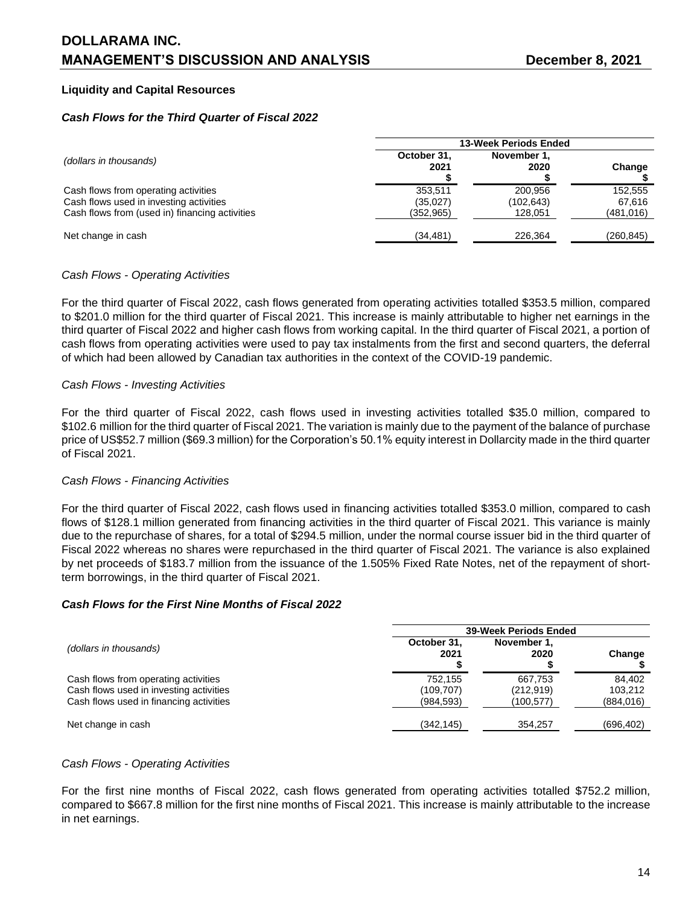## Liquidity and Capital Resources

### *Cash Flows for the Third Quarter of Fiscal 2022*

| *(dollars in thousands)* | 13-Week Periods Ended | | |
|---|---|---|---|
| | October 31, 2021 $ | November 1, 2020 $ | Change $ |
| Cash flows from operating activities | 353,511 | 200,956 | 152,555 |
| Cash flows used in investing activities | (35,027) | (102,643) | 67,616 |
| Cash flows from (used in) financing activities | (352,965) | 128,051 | (481,016) |
| Net change in cash | (34,481) | 226,364 | (260,845) |

*Cash Flows - Operating Activities*

For the third quarter of Fiscal 2022, cash flows generated from operating activities totalled $353.5 million, compared to $201.0 million for the third quarter of Fiscal 2021. This increase is mainly attributable to higher net earnings in the third quarter of Fiscal 2022 and higher cash flows from working capital. In the third quarter of Fiscal 2021, a portion of cash flows from operating activities were used to pay tax instalments from the first and second quarters, the deferral of which had been allowed by Canadian tax authorities in the context of the COVID-19 pandemic.

*Cash Flows - Investing Activities*

For the third quarter of Fiscal 2022, cash flows used in investing activities totalled $35.0 million, compared to $102.6 million for the third quarter of Fiscal 2021. The variation is mainly due to the payment of the balance of purchase price of US$52.7 million ($69.3 million) for the Corporation's 50.1% equity interest in Dollarcity made in the third quarter of Fiscal 2021.

*Cash Flows - Financing Activities*

For the third quarter of Fiscal 2022, cash flows used in financing activities totalled $353.0 million, compared to cash flows of $128.1 million generated from financing activities in the third quarter of Fiscal 2021. This variance is mainly due to the repurchase of shares, for a total of $294.5 million, under the normal course issuer bid in the third quarter of Fiscal 2022 whereas no shares were repurchased in the third quarter of Fiscal 2021. The variance is also explained by net proceeds of $183.7 million from the issuance of the 1.505% Fixed Rate Notes, net of the repayment of short-term borrowings, in the third quarter of Fiscal 2021.

### *Cash Flows for the First Nine Months of Fiscal 2022*

| *(dollars in thousands)* | 39-Week Periods Ended | | |
|---|---|---|---|
| | October 31, 2021 $ | November 1, 2020 $ | Change $ |
| Cash flows from operating activities | 752,155 | 667,753 | 84,402 |
| Cash flows used in investing activities | (109,707) | (212,919) | 103,212 |
| Cash flows used in financing activities | (984,593) | (100,577) | (884,016) |
| Net change in cash | (342,145) | 354,257 | (696,402) |

*Cash Flows - Operating Activities*

For the first nine months of Fiscal 2022, cash flows generated from operating activities totalled $752.2 million, compared to $667.8 million for the first nine months of Fiscal 2021. This increase is mainly attributable to the increase in net earnings.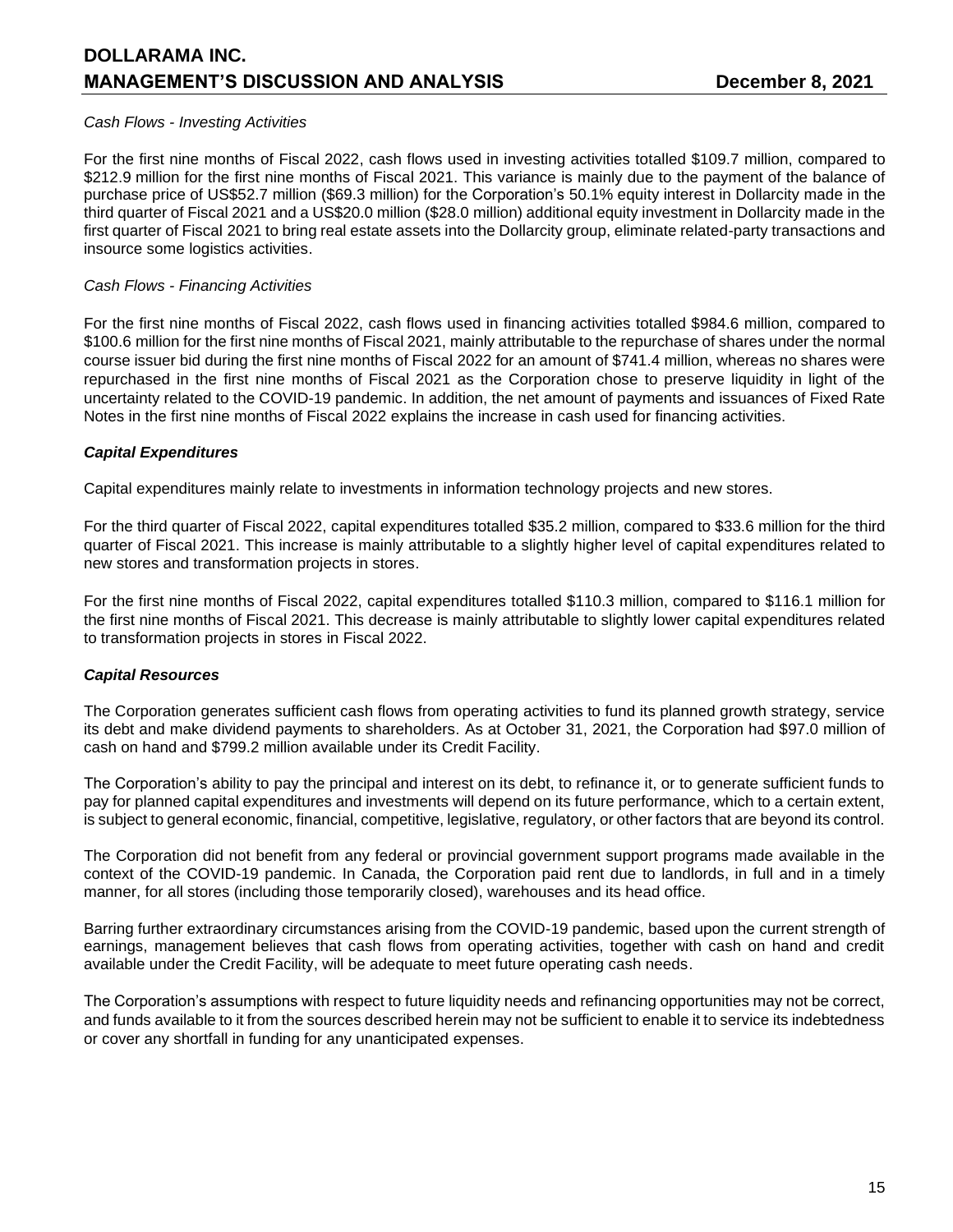*Cash Flows - Investing Activities*

For the first nine months of Fiscal 2022, cash flows used in investing activities totalled $109.7 million, compared to $212.9 million for the first nine months of Fiscal 2021. This variance is mainly due to the payment of the balance of purchase price of US$52.7 million ($69.3 million) for the Corporation's 50.1% equity interest in Dollarcity made in the third quarter of Fiscal 2021 and a US$20.0 million ($28.0 million) additional equity investment in Dollarcity made in the first quarter of Fiscal 2021 to bring real estate assets into the Dollarcity group, eliminate related-party transactions and insource some logistics activities.

*Cash Flows - Financing Activities*

For the first nine months of Fiscal 2022, cash flows used in financing activities totalled $984.6 million, compared to $100.6 million for the first nine months of Fiscal 2021, mainly attributable to the repurchase of shares under the normal course issuer bid during the first nine months of Fiscal 2022 for an amount of $741.4 million, whereas no shares were repurchased in the first nine months of Fiscal 2021 as the Corporation chose to preserve liquidity in light of the uncertainty related to the COVID-19 pandemic. In addition, the net amount of payments and issuances of Fixed Rate Notes in the first nine months of Fiscal 2022 explains the increase in cash used for financing activities.

### *Capital Expenditures*

Capital expenditures mainly relate to investments in information technology projects and new stores.

For the third quarter of Fiscal 2022, capital expenditures totalled $35.2 million, compared to $33.6 million for the third quarter of Fiscal 2021. This increase is mainly attributable to a slightly higher level of capital expenditures related to new stores and transformation projects in stores.

For the first nine months of Fiscal 2022, capital expenditures totalled $110.3 million, compared to $116.1 million for the first nine months of Fiscal 2021. This decrease is mainly attributable to slightly lower capital expenditures related to transformation projects in stores in Fiscal 2022.

### *Capital Resources*

The Corporation generates sufficient cash flows from operating activities to fund its planned growth strategy, service its debt and make dividend payments to shareholders. As at October 31, 2021, the Corporation had $97.0 million of cash on hand and $799.2 million available under its Credit Facility.

The Corporation's ability to pay the principal and interest on its debt, to refinance it, or to generate sufficient funds to pay for planned capital expenditures and investments will depend on its future performance, which to a certain extent, is subject to general economic, financial, competitive, legislative, regulatory, or other factors that are beyond its control.

The Corporation did not benefit from any federal or provincial government support programs made available in the context of the COVID-19 pandemic. In Canada, the Corporation paid rent due to landlords, in full and in a timely manner, for all stores (including those temporarily closed), warehouses and its head office.

Barring further extraordinary circumstances arising from the COVID-19 pandemic, based upon the current strength of earnings, management believes that cash flows from operating activities, together with cash on hand and credit available under the Credit Facility, will be adequate to meet future operating cash needs.

The Corporation's assumptions with respect to future liquidity needs and refinancing opportunities may not be correct, and funds available to it from the sources described herein may not be sufficient to enable it to service its indebtedness or cover any shortfall in funding for any unanticipated expenses.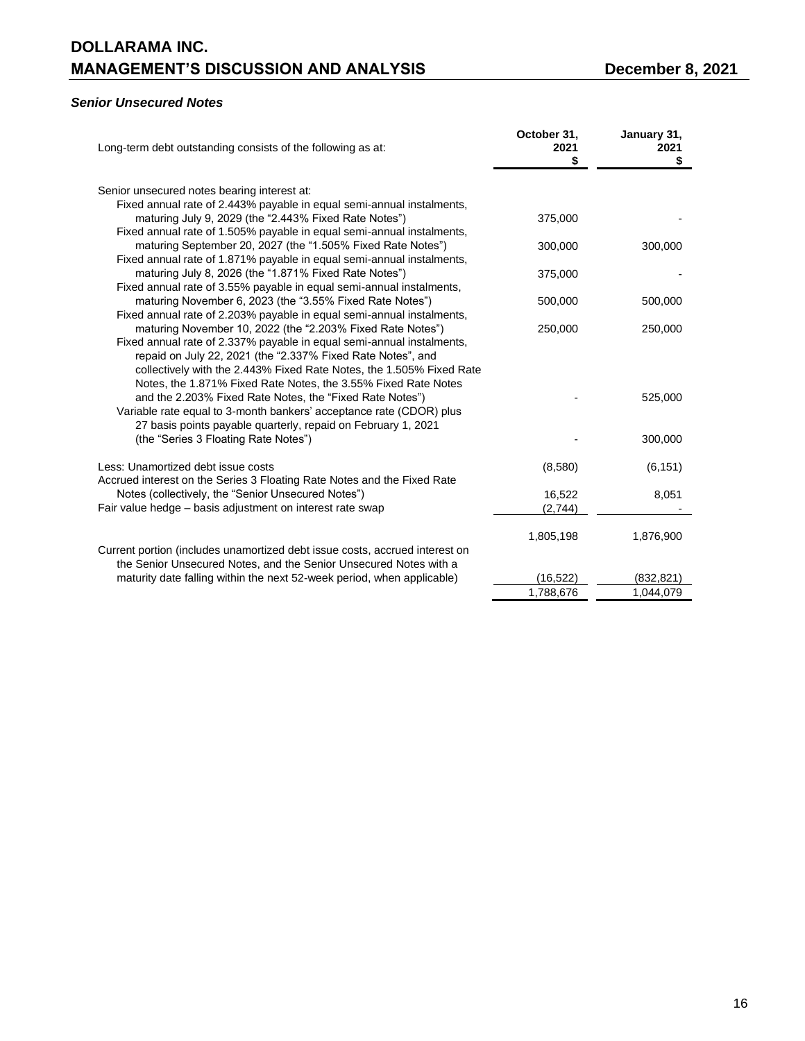### *Senior Unsecured Notes*

| Long-term debt outstanding consists of the following as at: | October 31, 2021 $ | January 31, 2021 $ |
|---|---|---|
| Senior unsecured notes bearing interest at: | | |
| Fixed annual rate of 2.443% payable in equal semi-annual instalments, maturing July 9, 2029 (the "2.443% Fixed Rate Notes") | 375,000 | - |
| Fixed annual rate of 1.505% payable in equal semi-annual instalments, maturing September 20, 2027 (the "1.505% Fixed Rate Notes") | 300,000 | 300,000 |
| Fixed annual rate of 1.871% payable in equal semi-annual instalments, maturing July 8, 2026 (the "1.871% Fixed Rate Notes") | 375,000 | - |
| Fixed annual rate of 3.55% payable in equal semi-annual instalments, maturing November 6, 2023 (the "3.55% Fixed Rate Notes") | 500,000 | 500,000 |
| Fixed annual rate of 2.203% payable in equal semi-annual instalments, maturing November 10, 2022 (the "2.203% Fixed Rate Notes") | 250,000 | 250,000 |
| Fixed annual rate of 2.337% payable in equal semi-annual instalments, repaid on July 22, 2021 (the "2.337% Fixed Rate Notes", and collectively with the 2.443% Fixed Rate Notes, the 1.505% Fixed Rate Notes, the 1.871% Fixed Rate Notes, the 3.55% Fixed Rate Notes and the 2.203% Fixed Rate Notes, the "Fixed Rate Notes") | - | 525,000 |
| Variable rate equal to 3-month bankers' acceptance rate (CDOR) plus 27 basis points payable quarterly, repaid on February 1, 2021 (the "Series 3 Floating Rate Notes") | - | 300,000 |
| Less: Unamortized debt issue costs | (8,580) | (6,151) |
| Accrued interest on the Series 3 Floating Rate Notes and the Fixed Rate Notes (collectively, the "Senior Unsecured Notes") | 16,522 | 8,051 |
| Fair value hedge – basis adjustment on interest rate swap | (2,744) | - |
| | 1,805,198 | 1,876,900 |
| Current portion (includes unamortized debt issue costs, accrued interest on the Senior Unsecured Notes, and the Senior Unsecured Notes with a maturity date falling within the next 52-week period, when applicable) | (16,522) | (832,821) |
| | 1,788,676 | 1,044,079 |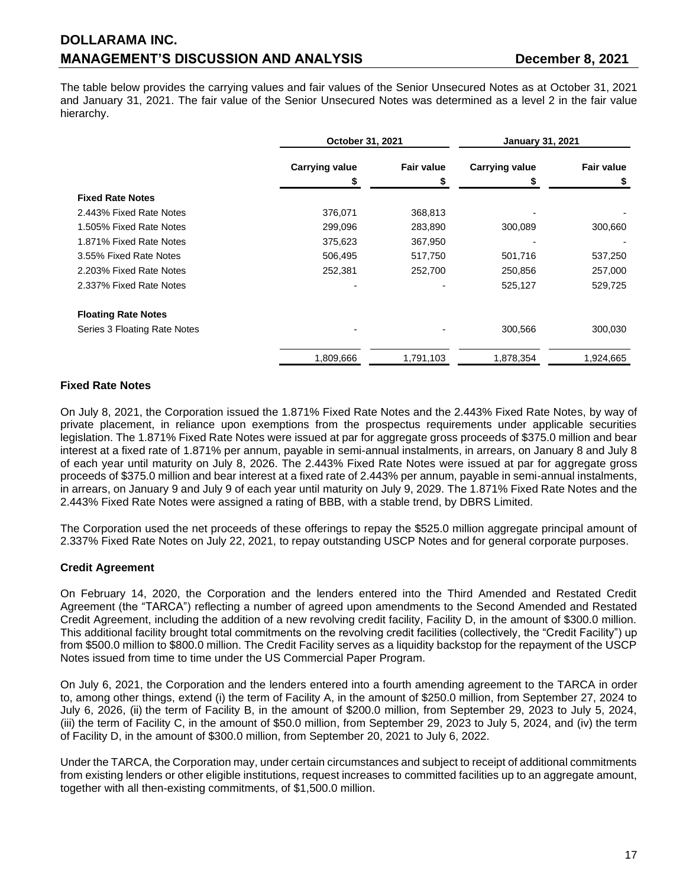The table below provides the carrying values and fair values of the Senior Unsecured Notes as at October 31, 2021 and January 31, 2021. The fair value of the Senior Unsecured Notes was determined as a level 2 in the fair value hierarchy.

| | October 31, 2021 | | January 31, 2021 | |
|---|---|---|---|---|
| | Carrying value<br>$ | Fair value<br>$ | Carrying value<br>$ | Fair value<br>$ |
| **Fixed Rate Notes** | | | | |
| 2.443% Fixed Rate Notes | 376,071 | 368,813 | - | - |
| 1.505% Fixed Rate Notes | 299,096 | 283,890 | 300,089 | 300,660 |
| 1.871% Fixed Rate Notes | 375,623 | 367,950 | - | - |
| 3.55% Fixed Rate Notes | 506,495 | 517,750 | 501,716 | 537,250 |
| 2.203% Fixed Rate Notes | 252,381 | 252,700 | 250,856 | 257,000 |
| 2.337% Fixed Rate Notes | - | - | 525,127 | 529,725 |
| **Floating Rate Notes** | | | | |
| Series 3 Floating Rate Notes | - | - | 300,566 | 300,030 |
| | 1,809,666 | 1,791,103 | 1,878,354 | 1,924,665 |

## Fixed Rate Notes

On July 8, 2021, the Corporation issued the 1.871% Fixed Rate Notes and the 2.443% Fixed Rate Notes, by way of private placement, in reliance upon exemptions from the prospectus requirements under applicable securities legislation. The 1.871% Fixed Rate Notes were issued at par for aggregate gross proceeds of $375.0 million and bear interest at a fixed rate of 1.871% per annum, payable in semi-annual instalments, in arrears, on January 8 and July 8 of each year until maturity on July 8, 2026. The 2.443% Fixed Rate Notes were issued at par for aggregate gross proceeds of $375.0 million and bear interest at a fixed rate of 2.443% per annum, payable in semi-annual instalments, in arrears, on January 9 and July 9 of each year until maturity on July 9, 2029. The 1.871% Fixed Rate Notes and the 2.443% Fixed Rate Notes were assigned a rating of BBB, with a stable trend, by DBRS Limited.

The Corporation used the net proceeds of these offerings to repay the $525.0 million aggregate principal amount of 2.337% Fixed Rate Notes on July 22, 2021, to repay outstanding USCP Notes and for general corporate purposes.

## Credit Agreement

On February 14, 2020, the Corporation and the lenders entered into the Third Amended and Restated Credit Agreement (the "TARCA") reflecting a number of agreed upon amendments to the Second Amended and Restated Credit Agreement, including the addition of a new revolving credit facility, Facility D, in the amount of $300.0 million. This additional facility brought total commitments on the revolving credit facilities (collectively, the "Credit Facility") up from $500.0 million to $800.0 million. The Credit Facility serves as a liquidity backstop for the repayment of the USCP Notes issued from time to time under the US Commercial Paper Program.

On July 6, 2021, the Corporation and the lenders entered into a fourth amending agreement to the TARCA in order to, among other things, extend (i) the term of Facility A, in the amount of $250.0 million, from September 27, 2024 to July 6, 2026, (ii) the term of Facility B, in the amount of $200.0 million, from September 29, 2023 to July 5, 2024, (iii) the term of Facility C, in the amount of $50.0 million, from September 29, 2023 to July 5, 2024, and (iv) the term of Facility D, in the amount of $300.0 million, from September 20, 2021 to July 6, 2022.

Under the TARCA, the Corporation may, under certain circumstances and subject to receipt of additional commitments from existing lenders or other eligible institutions, request increases to committed facilities up to an aggregate amount, together with all then-existing commitments, of $1,500.0 million.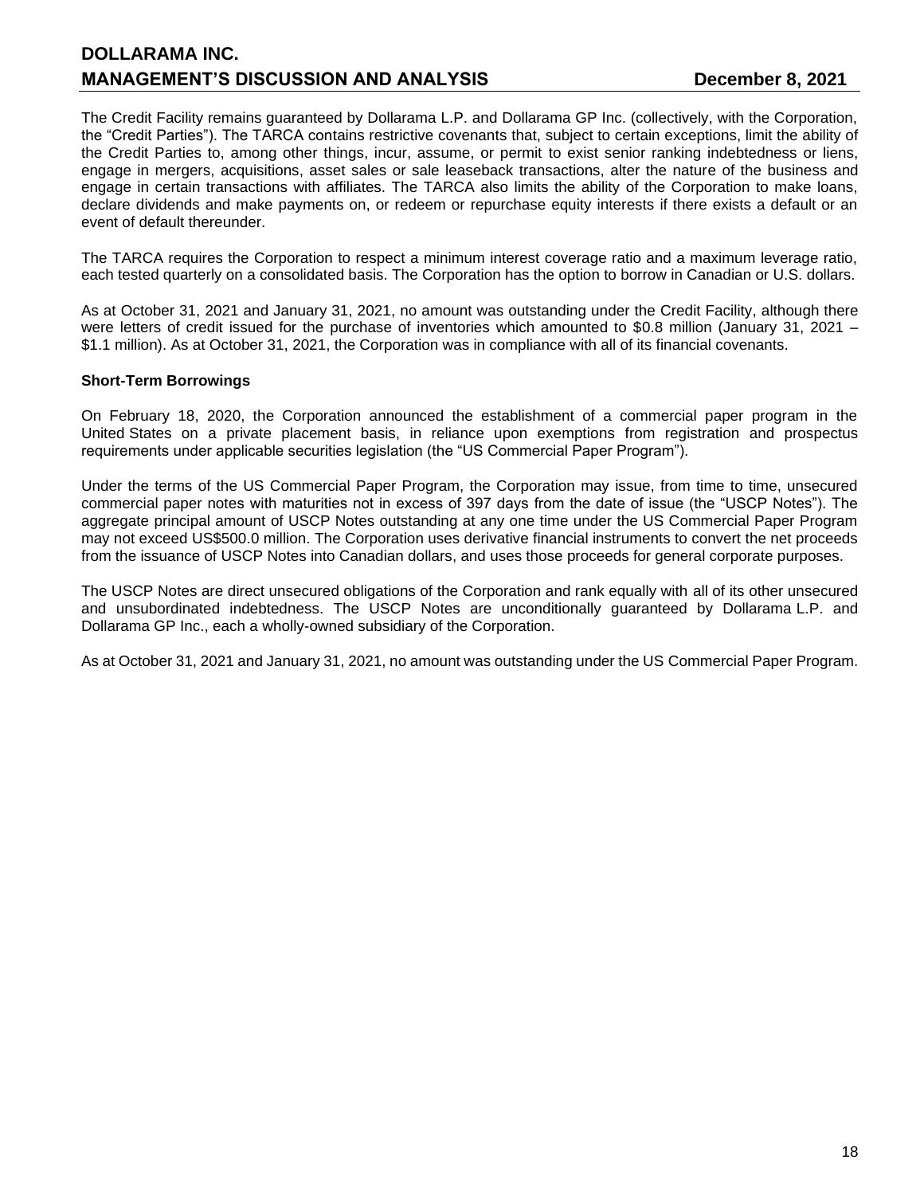The Credit Facility remains guaranteed by Dollarama L.P. and Dollarama GP Inc. (collectively, with the Corporation, the "Credit Parties"). The TARCA contains restrictive covenants that, subject to certain exceptions, limit the ability of the Credit Parties to, among other things, incur, assume, or permit to exist senior ranking indebtedness or liens, engage in mergers, acquisitions, asset sales or sale leaseback transactions, alter the nature of the business and engage in certain transactions with affiliates. The TARCA also limits the ability of the Corporation to make loans, declare dividends and make payments on, or redeem or repurchase equity interests if there exists a default or an event of default thereunder.

The TARCA requires the Corporation to respect a minimum interest coverage ratio and a maximum leverage ratio, each tested quarterly on a consolidated basis. The Corporation has the option to borrow in Canadian or U.S. dollars.

As at October 31, 2021 and January 31, 2021, no amount was outstanding under the Credit Facility, although there were letters of credit issued for the purchase of inventories which amounted to $0.8 million (January 31, 2021 – $1.1 million). As at October 31, 2021, the Corporation was in compliance with all of its financial covenants.

**Short-Term Borrowings**

On February 18, 2020, the Corporation announced the establishment of a commercial paper program in the United States on a private placement basis, in reliance upon exemptions from registration and prospectus requirements under applicable securities legislation (the "US Commercial Paper Program").

Under the terms of the US Commercial Paper Program, the Corporation may issue, from time to time, unsecured commercial paper notes with maturities not in excess of 397 days from the date of issue (the "USCP Notes"). The aggregate principal amount of USCP Notes outstanding at any one time under the US Commercial Paper Program may not exceed US$500.0 million. The Corporation uses derivative financial instruments to convert the net proceeds from the issuance of USCP Notes into Canadian dollars, and uses those proceeds for general corporate purposes.

The USCP Notes are direct unsecured obligations of the Corporation and rank equally with all of its other unsecured and unsubordinated indebtedness. The USCP Notes are unconditionally guaranteed by Dollarama L.P. and Dollarama GP Inc., each a wholly-owned subsidiary of the Corporation.

As at October 31, 2021 and January 31, 2021, no amount was outstanding under the US Commercial Paper Program.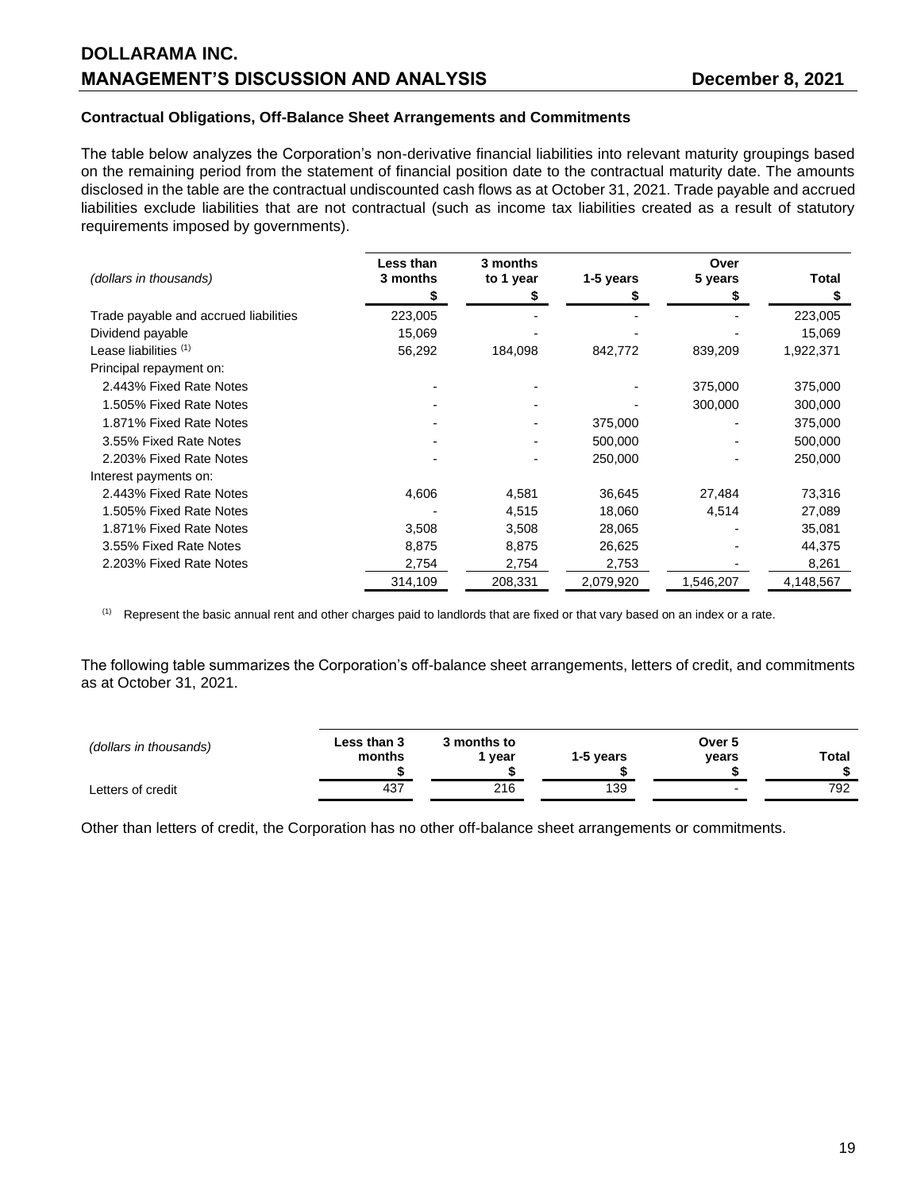### Contractual Obligations, Off-Balance Sheet Arrangements and Commitments

The table below analyzes the Corporation's non-derivative financial liabilities into relevant maturity groupings based on the remaining period from the statement of financial position date to the contractual maturity date. The amounts disclosed in the table are the contractual undiscounted cash flows as at October 31, 2021. Trade payable and accrued liabilities exclude liabilities that are not contractual (such as income tax liabilities created as a result of statutory requirements imposed by governments).

| *(dollars in thousands)* | Less than 3 months $ | 3 months to 1 year $ | 1-5 years $ | Over 5 years $ | Total $ |
|---|---|---|---|---|---|
| Trade payable and accrued liabilities | 223,005 | - | - | - | 223,005 |
| Dividend payable | 15,069 | - | - | - | 15,069 |
| Lease liabilities [(1)] | 56,292 | 184,098 | 842,772 | 839,209 | 1,922,371 |
| Principal repayment on: | | | | | |
| 2.443% Fixed Rate Notes | - | - | - | 375,000 | 375,000 |
| 1.505% Fixed Rate Notes | - | - | - | 300,000 | 300,000 |
| 1.871% Fixed Rate Notes | - | - | 375,000 | - | 375,000 |
| 3.55% Fixed Rate Notes | - | - | 500,000 | - | 500,000 |
| 2.203% Fixed Rate Notes | - | - | 250,000 | - | 250,000 |
| Interest payments on: | | | | | |
| 2.443% Fixed Rate Notes | 4,606 | 4,581 | 36,645 | 27,484 | 73,316 |
| 1.505% Fixed Rate Notes | - | 4,515 | 18,060 | 4,514 | 27,089 |
| 1.871% Fixed Rate Notes | 3,508 | 3,508 | 28,065 | - | 35,081 |
| 3.55% Fixed Rate Notes | 8,875 | 8,875 | 26,625 | - | 44,375 |
| 2.203% Fixed Rate Notes | 2,754 | 2,754 | 2,753 | - | 8,261 |
| | 314,109 | 208,331 | 2,079,920 | 1,546,207 | 4,148,567 |

[(1)] Represent the basic annual rent and other charges paid to landlords that are fixed or that vary based on an index or a rate.

The following table summarizes the Corporation's off-balance sheet arrangements, letters of credit, and commitments as at October 31, 2021.

| *(dollars in thousands)* | Less than 3 months $ | 3 months to 1 year $ | 1-5 years $ | Over 5 years $ | Total $ |
|---|---|---|---|---|---|
| Letters of credit | 437 | 216 | 139 | - | 792 |

Other than letters of credit, the Corporation has no other off-balance sheet arrangements or commitments.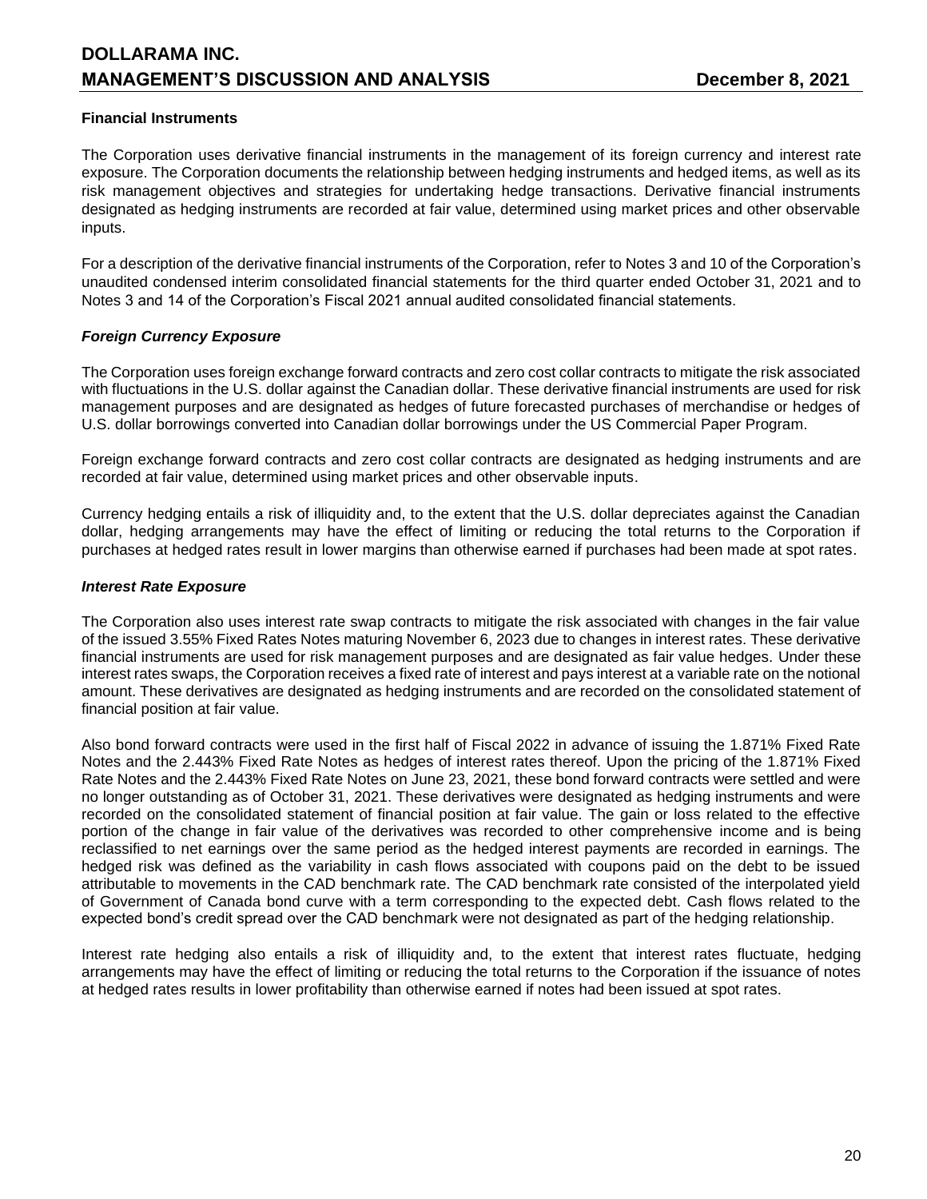### Financial Instruments

The Corporation uses derivative financial instruments in the management of its foreign currency and interest rate exposure. The Corporation documents the relationship between hedging instruments and hedged items, as well as its risk management objectives and strategies for undertaking hedge transactions. Derivative financial instruments designated as hedging instruments are recorded at fair value, determined using market prices and other observable inputs.

For a description of the derivative financial instruments of the Corporation, refer to Notes 3 and 10 of the Corporation's unaudited condensed interim consolidated financial statements for the third quarter ended October 31, 2021 and to Notes 3 and 14 of the Corporation's Fiscal 2021 annual audited consolidated financial statements.

#### *Foreign Currency Exposure*

The Corporation uses foreign exchange forward contracts and zero cost collar contracts to mitigate the risk associated with fluctuations in the U.S. dollar against the Canadian dollar. These derivative financial instruments are used for risk management purposes and are designated as hedges of future forecasted purchases of merchandise or hedges of U.S. dollar borrowings converted into Canadian dollar borrowings under the US Commercial Paper Program.

Foreign exchange forward contracts and zero cost collar contracts are designated as hedging instruments and are recorded at fair value, determined using market prices and other observable inputs.

Currency hedging entails a risk of illiquidity and, to the extent that the U.S. dollar depreciates against the Canadian dollar, hedging arrangements may have the effect of limiting or reducing the total returns to the Corporation if purchases at hedged rates result in lower margins than otherwise earned if purchases had been made at spot rates.

#### *Interest Rate Exposure*

The Corporation also uses interest rate swap contracts to mitigate the risk associated with changes in the fair value of the issued 3.55% Fixed Rates Notes maturing November 6, 2023 due to changes in interest rates. These derivative financial instruments are used for risk management purposes and are designated as fair value hedges. Under these interest rates swaps, the Corporation receives a fixed rate of interest and pays interest at a variable rate on the notional amount. These derivatives are designated as hedging instruments and are recorded on the consolidated statement of financial position at fair value.

Also bond forward contracts were used in the first half of Fiscal 2022 in advance of issuing the 1.871% Fixed Rate Notes and the 2.443% Fixed Rate Notes as hedges of interest rates thereof. Upon the pricing of the 1.871% Fixed Rate Notes and the 2.443% Fixed Rate Notes on June 23, 2021, these bond forward contracts were settled and were no longer outstanding as of October 31, 2021. These derivatives were designated as hedging instruments and were recorded on the consolidated statement of financial position at fair value. The gain or loss related to the effective portion of the change in fair value of the derivatives was recorded to other comprehensive income and is being reclassified to net earnings over the same period as the hedged interest payments are recorded in earnings. The hedged risk was defined as the variability in cash flows associated with coupons paid on the debt to be issued attributable to movements in the CAD benchmark rate. The CAD benchmark rate consisted of the interpolated yield of Government of Canada bond curve with a term corresponding to the expected debt. Cash flows related to the expected bond's credit spread over the CAD benchmark were not designated as part of the hedging relationship.

Interest rate hedging also entails a risk of illiquidity and, to the extent that interest rates fluctuate, hedging arrangements may have the effect of limiting or reducing the total returns to the Corporation if the issuance of notes at hedged rates results in lower profitability than otherwise earned if notes had been issued at spot rates.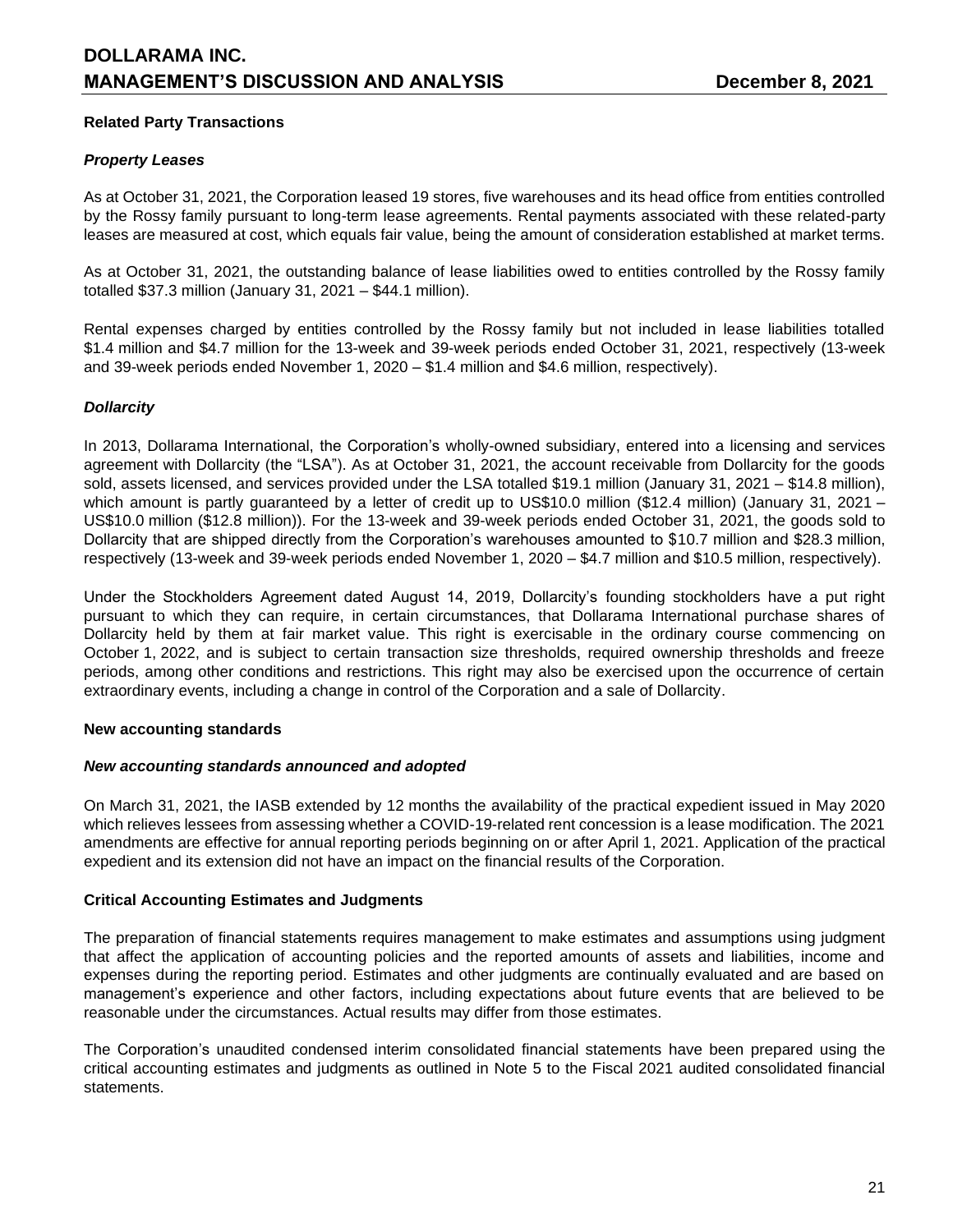## Related Party Transactions

### *Property Leases*

As at October 31, 2021, the Corporation leased 19 stores, five warehouses and its head office from entities controlled by the Rossy family pursuant to long-term lease agreements. Rental payments associated with these related-party leases are measured at cost, which equals fair value, being the amount of consideration established at market terms.

As at October 31, 2021, the outstanding balance of lease liabilities owed to entities controlled by the Rossy family totalled $37.3 million (January 31, 2021 – $44.1 million).

Rental expenses charged by entities controlled by the Rossy family but not included in lease liabilities totalled $1.4 million and $4.7 million for the 13-week and 39-week periods ended October 31, 2021, respectively (13-week and 39-week periods ended November 1, 2020 – $1.4 million and $4.6 million, respectively).

### *Dollarcity*

In 2013, Dollarama International, the Corporation's wholly-owned subsidiary, entered into a licensing and services agreement with Dollarcity (the "LSA"). As at October 31, 2021, the account receivable from Dollarcity for the goods sold, assets licensed, and services provided under the LSA totalled $19.1 million (January 31, 2021 – $14.8 million), which amount is partly guaranteed by a letter of credit up to US$10.0 million ($12.4 million) (January 31, 2021 – US$10.0 million ($12.8 million)). For the 13-week and 39-week periods ended October 31, 2021, the goods sold to Dollarcity that are shipped directly from the Corporation's warehouses amounted to $10.7 million and $28.3 million, respectively (13-week and 39-week periods ended November 1, 2020 – $4.7 million and $10.5 million, respectively).

Under the Stockholders Agreement dated August 14, 2019, Dollarcity's founding stockholders have a put right pursuant to which they can require, in certain circumstances, that Dollarama International purchase shares of Dollarcity held by them at fair market value. This right is exercisable in the ordinary course commencing on October 1, 2022, and is subject to certain transaction size thresholds, required ownership thresholds and freeze periods, among other conditions and restrictions. This right may also be exercised upon the occurrence of certain extraordinary events, including a change in control of the Corporation and a sale of Dollarcity.

## New accounting standards

### *New accounting standards announced and adopted*

On March 31, 2021, the IASB extended by 12 months the availability of the practical expedient issued in May 2020 which relieves lessees from assessing whether a COVID-19-related rent concession is a lease modification. The 2021 amendments are effective for annual reporting periods beginning on or after April 1, 2021. Application of the practical expedient and its extension did not have an impact on the financial results of the Corporation.

## Critical Accounting Estimates and Judgments

The preparation of financial statements requires management to make estimates and assumptions using judgment that affect the application of accounting policies and the reported amounts of assets and liabilities, income and expenses during the reporting period. Estimates and other judgments are continually evaluated and are based on management's experience and other factors, including expectations about future events that are believed to be reasonable under the circumstances. Actual results may differ from those estimates.

The Corporation's unaudited condensed interim consolidated financial statements have been prepared using the critical accounting estimates and judgments as outlined in Note 5 to the Fiscal 2021 audited consolidated financial statements.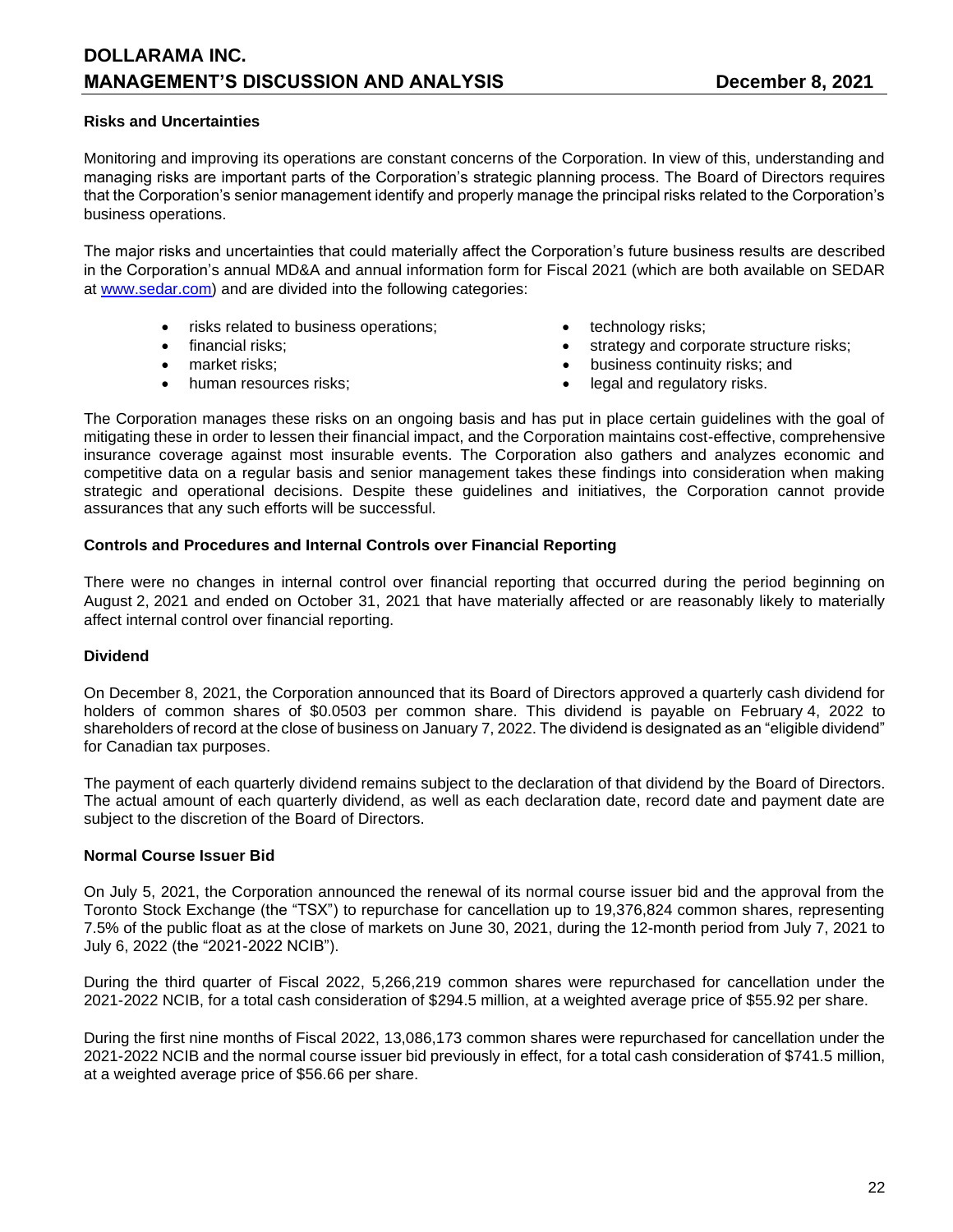### Risks and Uncertainties

Monitoring and improving its operations are constant concerns of the Corporation. In view of this, understanding and managing risks are important parts of the Corporation's strategic planning process. The Board of Directors requires that the Corporation's senior management identify and properly manage the principal risks related to the Corporation's business operations.

The major risks and uncertainties that could materially affect the Corporation's future business results are described in the Corporation's annual MD&A and annual information form for Fiscal 2021 (which are both available on SEDAR at www.sedar.com) and are divided into the following categories:

- risks related to business operations;
- financial risks;
- market risks;
- human resources risks;
- technology risks;
- strategy and corporate structure risks;
- business continuity risks; and
- legal and regulatory risks.

The Corporation manages these risks on an ongoing basis and has put in place certain guidelines with the goal of mitigating these in order to lessen their financial impact, and the Corporation maintains cost-effective, comprehensive insurance coverage against most insurable events. The Corporation also gathers and analyzes economic and competitive data on a regular basis and senior management takes these findings into consideration when making strategic and operational decisions. Despite these guidelines and initiatives, the Corporation cannot provide assurances that any such efforts will be successful.

### Controls and Procedures and Internal Controls over Financial Reporting

There were no changes in internal control over financial reporting that occurred during the period beginning on August 2, 2021 and ended on October 31, 2021 that have materially affected or are reasonably likely to materially affect internal control over financial reporting.

### Dividend

On December 8, 2021, the Corporation announced that its Board of Directors approved a quarterly cash dividend for holders of common shares of $0.0503 per common share. This dividend is payable on February 4, 2022 to shareholders of record at the close of business on January 7, 2022. The dividend is designated as an "eligible dividend" for Canadian tax purposes.

The payment of each quarterly dividend remains subject to the declaration of that dividend by the Board of Directors. The actual amount of each quarterly dividend, as well as each declaration date, record date and payment date are subject to the discretion of the Board of Directors.

### Normal Course Issuer Bid

On July 5, 2021, the Corporation announced the renewal of its normal course issuer bid and the approval from the Toronto Stock Exchange (the "TSX") to repurchase for cancellation up to 19,376,824 common shares, representing 7.5% of the public float as at the close of markets on June 30, 2021, during the 12-month period from July 7, 2021 to July 6, 2022 (the "2021-2022 NCIB").

During the third quarter of Fiscal 2022, 5,266,219 common shares were repurchased for cancellation under the 2021-2022 NCIB, for a total cash consideration of $294.5 million, at a weighted average price of $55.92 per share.

During the first nine months of Fiscal 2022, 13,086,173 common shares were repurchased for cancellation under the 2021-2022 NCIB and the normal course issuer bid previously in effect, for a total cash consideration of $741.5 million, at a weighted average price of $56.66 per share.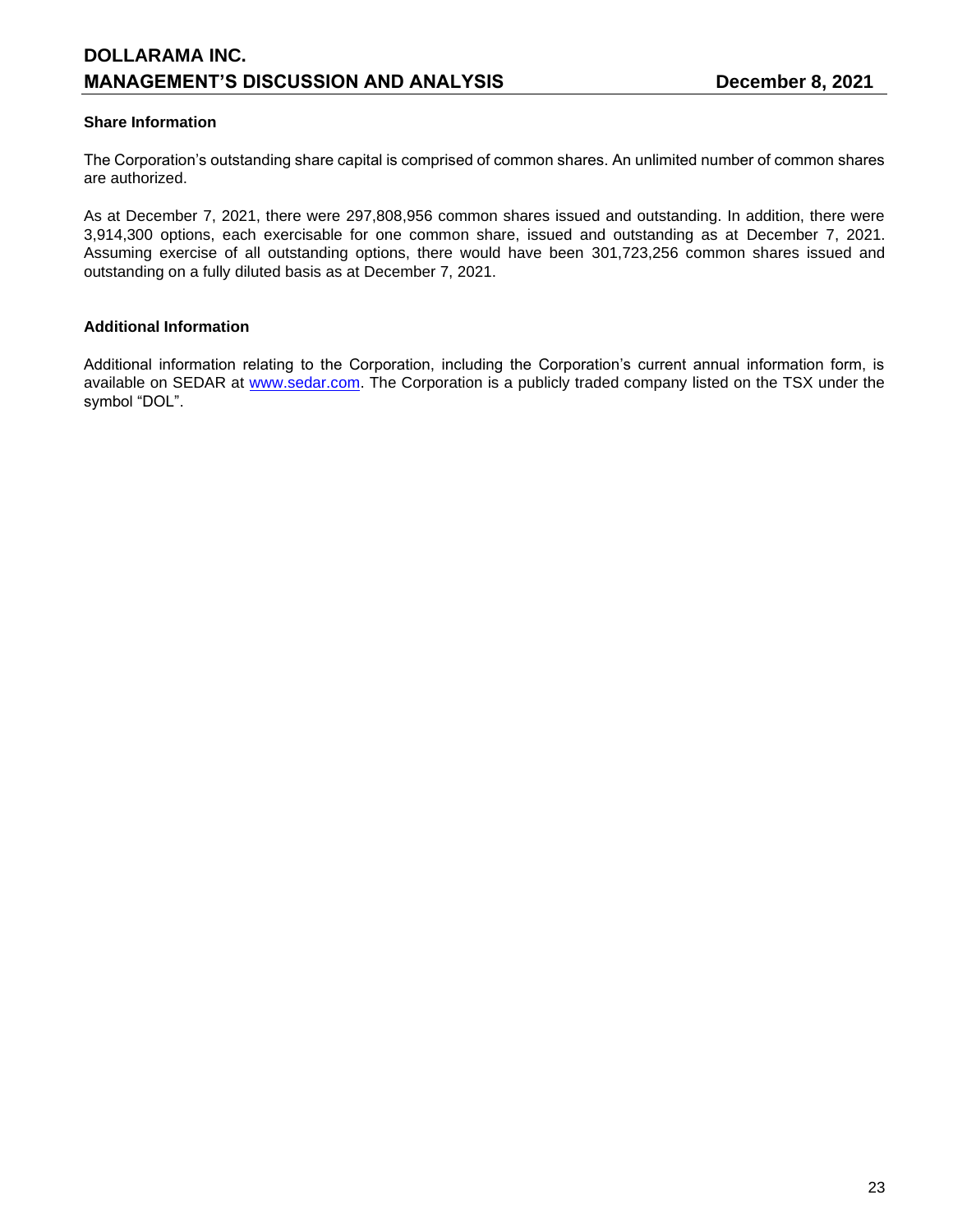### Share Information

The Corporation's outstanding share capital is comprised of common shares. An unlimited number of common shares are authorized.

As at December 7, 2021, there were 297,808,956 common shares issued and outstanding. In addition, there were 3,914,300 options, each exercisable for one common share, issued and outstanding as at December 7, 2021. Assuming exercise of all outstanding options, there would have been 301,723,256 common shares issued and outstanding on a fully diluted basis as at December 7, 2021.

### Additional Information

Additional information relating to the Corporation, including the Corporation's current annual information form, is available on SEDAR at www.sedar.com. The Corporation is a publicly traded company listed on the TSX under the symbol "DOL".